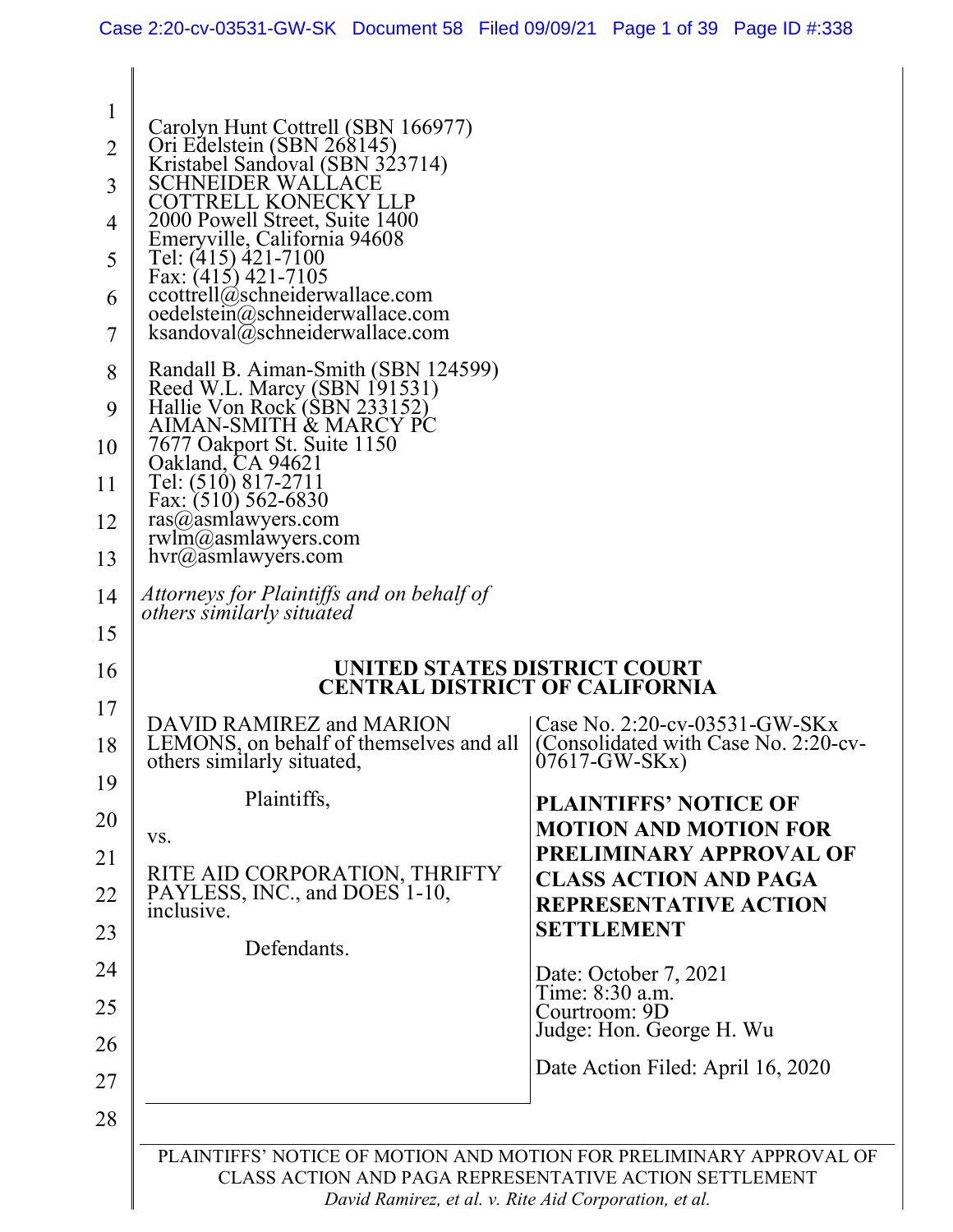Carolyn Hunt Cottrell (SBN 166977)
Ori Edelstein (SBN 268145)
Kristabel Sandoval (SBN 323714)
SCHNEIDER WALLACE
COTTRELL KONECKY LLP
2000 Powell Street, Suite 1400
Emeryville, California 94608
Tel: (415) 421-7100
Fax: (415) 421-7105
ccottrell@schneiderwallace.com
oedelstein@schneiderwallace.com
ksandoval@schneiderwallace.com

Randall B. Aiman-Smith (SBN 124599)
Reed W.L. Marcy (SBN 191531)
Hallie Von Rock (SBN 233152)
AIMAN-SMITH & MARCY PC
7677 Oakport St. Suite 1150
Oakland, CA 94621
Tel: (510) 817-2711
Fax: (510) 562-6830
ras@asmlawyers.com
rwlm@asmlawyers.com
hvr@asmlawyers.com

*Attorneys for Plaintiffs and on behalf of others similarly situated*

**UNITED STATES DISTRICT COURT**
**CENTRAL DISTRICT OF CALIFORNIA**

| | |
|---|---|
| DAVID RAMIREZ and MARION LEMONS, on behalf of themselves and all others similarly situated,<br><br>Plaintiffs,<br><br>vs.<br><br>RITE AID CORPORATION, THRIFTY PAYLESS, INC., and DOES 1-10, inclusive.<br><br>Defendants. | Case No. 2:20-cv-03531-GW-SKx (Consolidated with Case No. 2:20-cv-07617-GW-SKx)<br><br>**PLAINTIFFS' NOTICE OF MOTION AND MOTION FOR PRELIMINARY APPROVAL OF CLASS ACTION AND PAGA REPRESENTATIVE ACTION SETTLEMENT**<br><br>Date: October 7, 2021<br>Time: 8:30 a.m.<br>Courtroom: 9D<br>Judge: Hon. George H. Wu<br><br>Date Action Filed: April 16, 2020 |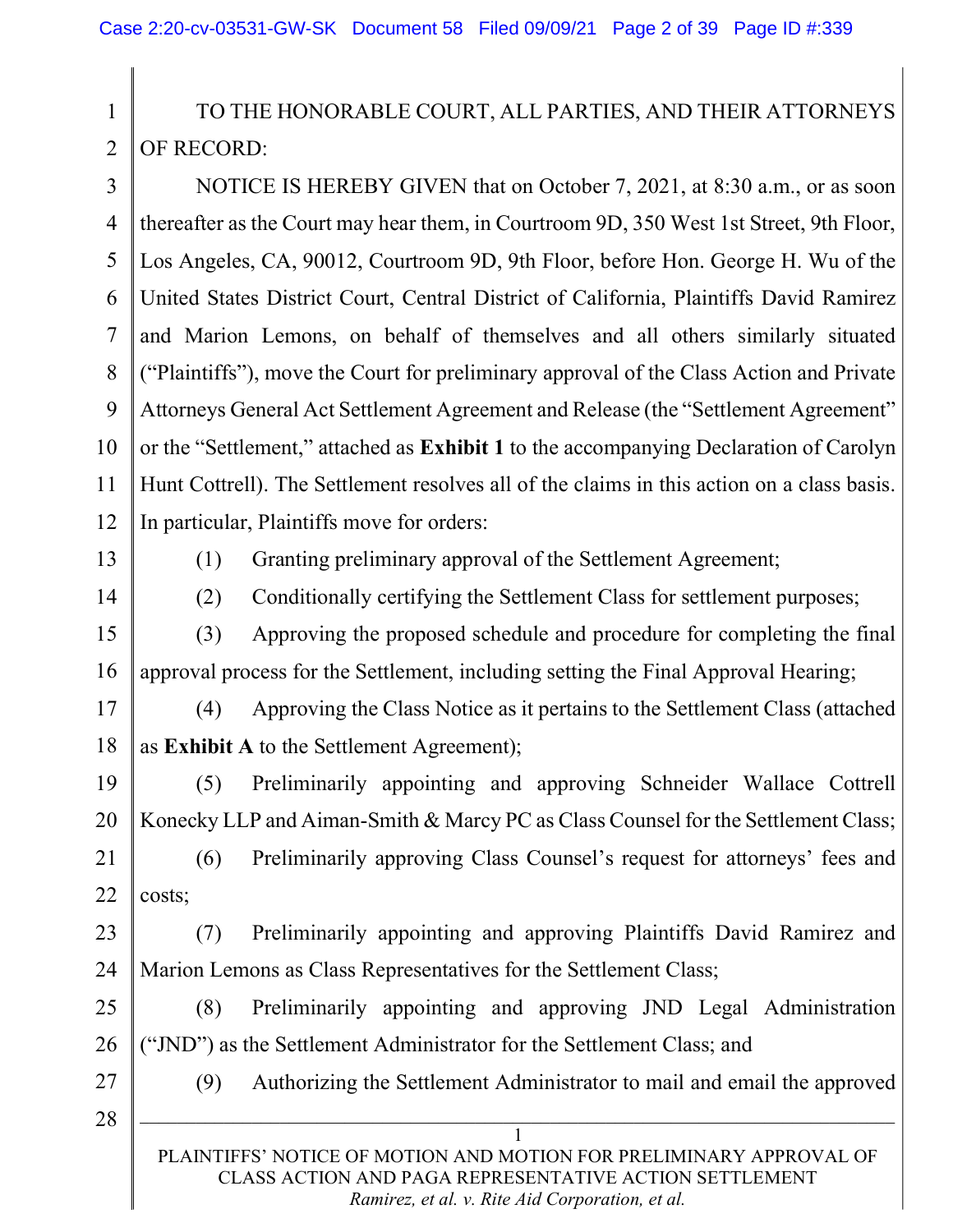TO THE HONORABLE COURT, ALL PARTIES, AND THEIR ATTORNEYS OF RECORD:

NOTICE IS HEREBY GIVEN that on October 7, 2021, at 8:30 a.m., or as soon thereafter as the Court may hear them, in Courtroom 9D, 350 West 1st Street, 9th Floor, Los Angeles, CA, 90012, Courtroom 9D, 9th Floor, before Hon. George H. Wu of the United States District Court, Central District of California, Plaintiffs David Ramirez and Marion Lemons, on behalf of themselves and all others similarly situated ("Plaintiffs"), move the Court for preliminary approval of the Class Action and Private Attorneys General Act Settlement Agreement and Release (the "Settlement Agreement" or the "Settlement," attached as **Exhibit 1** to the accompanying Declaration of Carolyn Hunt Cottrell). The Settlement resolves all of the claims in this action on a class basis. In particular, Plaintiffs move for orders:

(1) Granting preliminary approval of the Settlement Agreement;

(2) Conditionally certifying the Settlement Class for settlement purposes;

(3) Approving the proposed schedule and procedure for completing the final approval process for the Settlement, including setting the Final Approval Hearing;

(4) Approving the Class Notice as it pertains to the Settlement Class (attached as **Exhibit A** to the Settlement Agreement);

(5) Preliminarily appointing and approving Schneider Wallace Cottrell Konecky LLP and Aiman-Smith & Marcy PC as Class Counsel for the Settlement Class;

(6) Preliminarily approving Class Counsel's request for attorneys' fees and costs;

(7) Preliminarily appointing and approving Plaintiffs David Ramirez and Marion Lemons as Class Representatives for the Settlement Class;

(8) Preliminarily appointing and approving JND Legal Administration ("JND") as the Settlement Administrator for the Settlement Class; and

(9) Authorizing the Settlement Administrator to mail and email the approved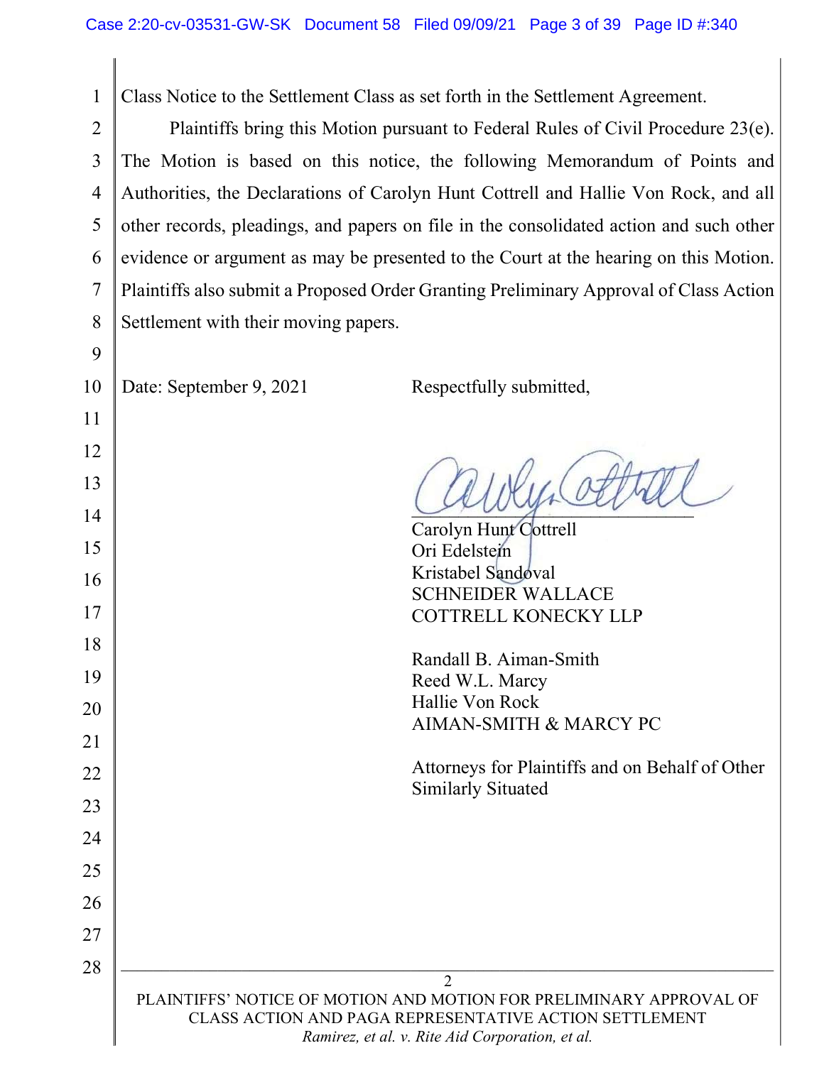Class Notice to the Settlement Class as set forth in the Settlement Agreement.

Plaintiffs bring this Motion pursuant to Federal Rules of Civil Procedure 23(e). The Motion is based on this notice, the following Memorandum of Points and Authorities, the Declarations of Carolyn Hunt Cottrell and Hallie Von Rock, and all other records, pleadings, and papers on file in the consolidated action and such other evidence or argument as may be presented to the Court at the hearing on this Motion. Plaintiffs also submit a Proposed Order Granting Preliminary Approval of Class Action Settlement with their moving papers.

Date: September 9, 2021

Respectfully submitted,

Carolyn Hunt Cottrell
Ori Edelstein
Kristabel Sandoval
SCHNEIDER WALLACE
COTTRELL KONECKY LLP

Randall B. Aiman-Smith
Reed W.L. Marcy
Hallie Von Rock
AIMAN-SMITH & MARCY PC

Attorneys for Plaintiffs and on Behalf of Other Similarly Situated

PLAINTIFFS' NOTICE OF MOTION AND MOTION FOR PRELIMINARY APPROVAL OF CLASS ACTION AND PAGA REPRESENTATIVE ACTION SETTLEMENT
*Ramirez, et al. v. Rite Aid Corporation, et al.*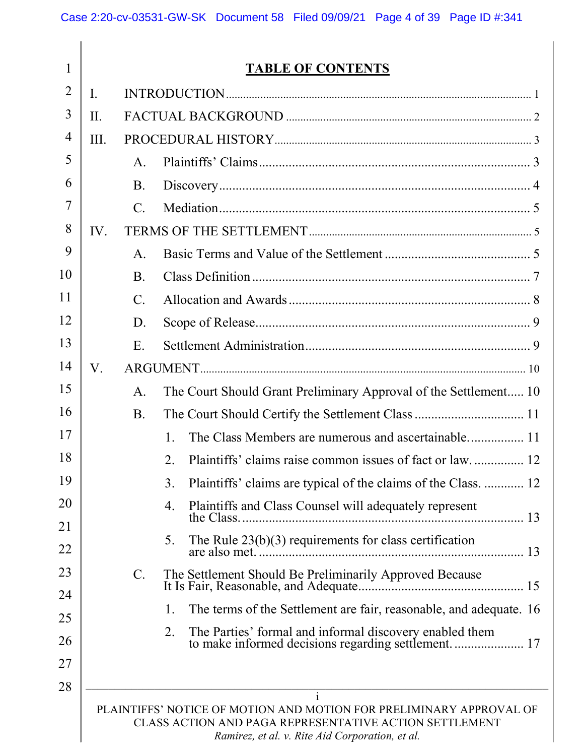# TABLE OF CONTENTS

I. INTRODUCTION ..... 1

II. FACTUAL BACKGROUND ..... 2

III. PROCEDURAL HISTORY ..... 3

- A. Plaintiffs' Claims ..... 3
- B. Discovery ..... 4
- C. Mediation ..... 5

IV. TERMS OF THE SETTLEMENT ..... 5

- A. Basic Terms and Value of the Settlement ..... 5
- B. Class Definition ..... 7
- C. Allocation and Awards ..... 8
- D. Scope of Release ..... 9
- E. Settlement Administration ..... 9

V. ARGUMENT ..... 10

- A. The Court Should Grant Preliminary Approval of the Settlement ..... 10
- B. The Court Should Certify the Settlement Class ..... 11
  1. The Class Members are numerous and ascertainable. ..... 11
  2. Plaintiffs' claims raise common issues of fact or law. ..... 12
  3. Plaintiffs' claims are typical of the claims of the Class. ..... 12
  4. Plaintiffs and Class Counsel will adequately represent the Class. ..... 13
  5. The Rule 23(b)(3) requirements for class certification are also met. ..... 13
- C. The Settlement Should Be Preliminarily Approved Because It Is Fair, Reasonable, and Adequate ..... 15
  1. The terms of the Settlement are fair, reasonable, and adequate. ..... 16
  2. The Parties' formal and informal discovery enabled them to make informed decisions regarding settlement. ..... 17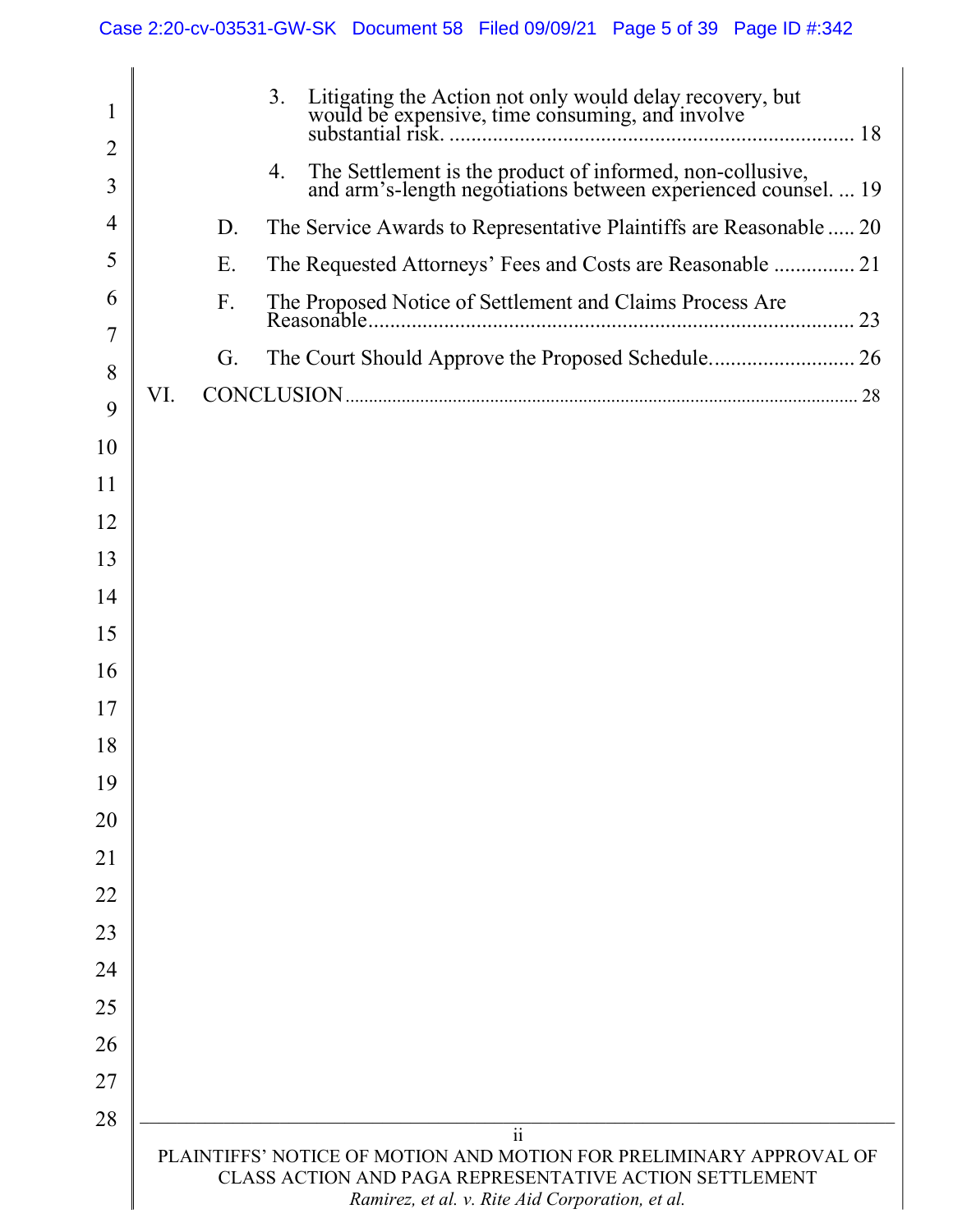3. Litigating the Action not only would delay recovery, but would be expensive, time consuming, and involve substantial risk. .......... 18

4. The Settlement is the product of informed, non-collusive, and arm's-length negotiations between experienced counsel. ... 19

D. The Service Awards to Representative Plaintiffs are Reasonable ..... 20

E. The Requested Attorneys' Fees and Costs are Reasonable ............... 21

F. The Proposed Notice of Settlement and Claims Process Are Reasonable.......... 23

G. The Court Should Approve the Proposed Schedule.......... 26

VI. CONCLUSION .......... 28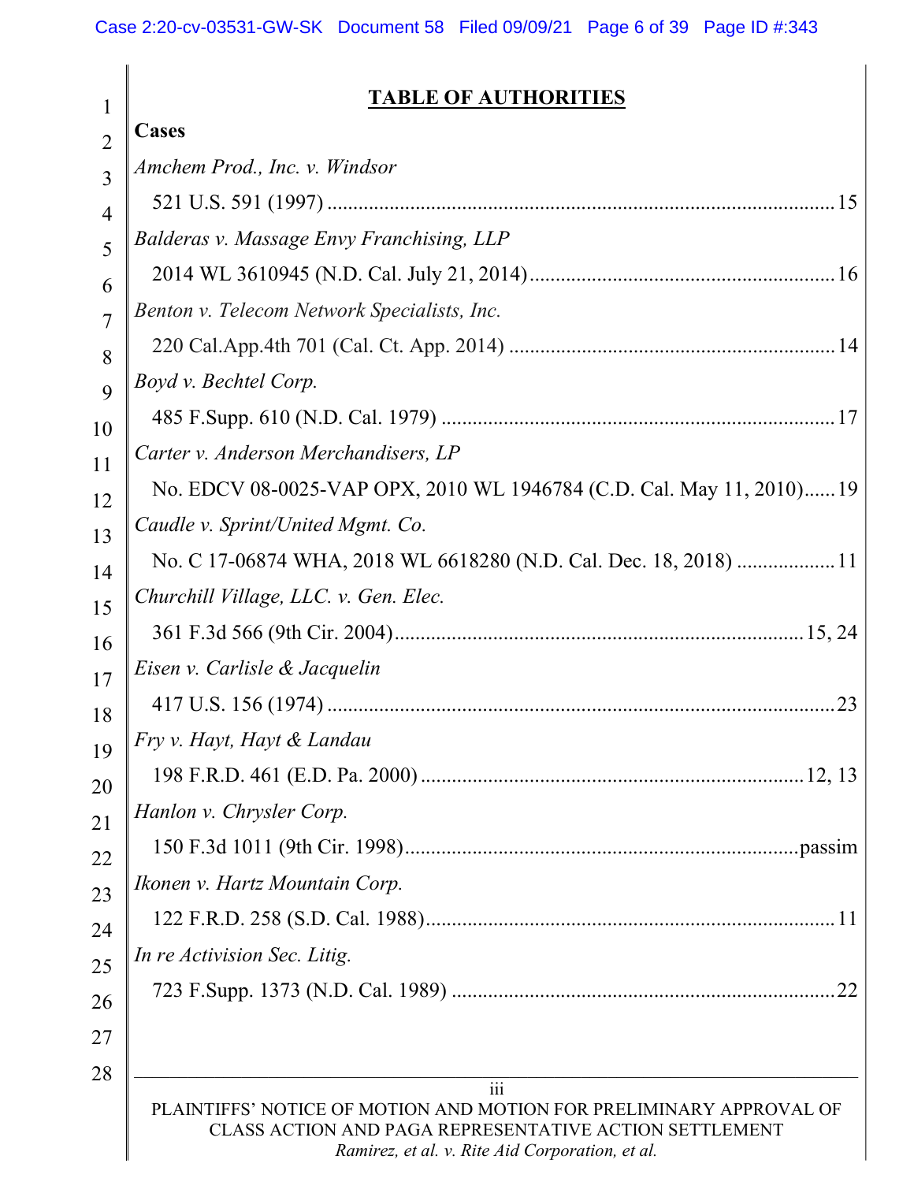## TABLE OF AUTHORITIES

**Cases**

*Amchem Prod., Inc. v. Windsor*
521 U.S. 591 (1997) .......... 15

*Balderas v. Massage Envy Franchising, LLP*
2014 WL 3610945 (N.D. Cal. July 21, 2014) .......... 16

*Benton v. Telecom Network Specialists, Inc.*
220 Cal.App.4th 701 (Cal. Ct. App. 2014) .......... 14

*Boyd v. Bechtel Corp.*
485 F.Supp. 610 (N.D. Cal. 1979) .......... 17

*Carter v. Anderson Merchandisers, LP*
No. EDCV 08-0025-VAP OPX, 2010 WL 1946784 (C.D. Cal. May 11, 2010) .......... 19

*Caudle v. Sprint/United Mgmt. Co.*
No. C 17-06874 WHA, 2018 WL 6618280 (N.D. Cal. Dec. 18, 2018) .......... 11

*Churchill Village, LLC. v. Gen. Elec.*
361 F.3d 566 (9th Cir. 2004) .......... 15, 24

*Eisen v. Carlisle & Jacquelin*
417 U.S. 156 (1974) .......... 23

*Fry v. Hayt, Hayt & Landau*
198 F.R.D. 461 (E.D. Pa. 2000) .......... 12, 13

*Hanlon v. Chrysler Corp.*
150 F.3d 1011 (9th Cir. 1998) .......... passim

*Ikonen v. Hartz Mountain Corp.*
122 F.R.D. 258 (S.D. Cal. 1988) .......... 11

*In re Activision Sec. Litig.*
723 F.Supp. 1373 (N.D. Cal. 1989) .......... 22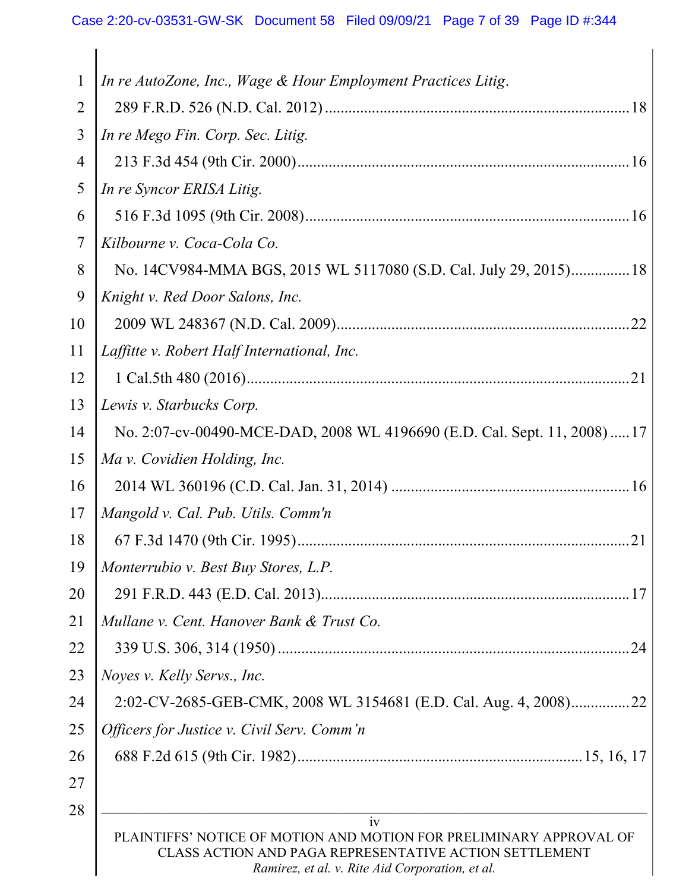*In re AutoZone, Inc., Wage & Hour Employment Practices Litig.*
289 F.R.D. 526 (N.D. Cal. 2012) .................................................................. 18

*In re Mego Fin. Corp. Sec. Litig.*
213 F.3d 454 (9th Cir. 2000) ........................................................................ 16

*In re Syncor ERISA Litig.*
516 F.3d 1095 (9th Cir. 2008) ...................................................................... 16

*Kilbourne v. Coca-Cola Co.*
No. 14CV984-MMA BGS, 2015 WL 5117080 (S.D. Cal. July 29, 2015) ............... 18

*Knight v. Red Door Salons, Inc.*
2009 WL 248367 (N.D. Cal. 2009) ................................................................ 22

*Laffitte v. Robert Half International, Inc.*
1 Cal.5th 480 (2016) .................................................................................... 21

*Lewis v. Starbucks Corp.*
No. 2:07-cv-00490-MCE-DAD, 2008 WL 4196690 (E.D. Cal. Sept. 11, 2008) ..... 17

*Ma v. Covidien Holding, Inc.*
2014 WL 360196 (C.D. Cal. Jan. 31, 2014) ..................................................... 16

*Mangold v. Cal. Pub. Utils. Comm'n*
67 F.3d 1470 (9th Cir. 1995) ........................................................................ 21

*Monterrubio v. Best Buy Stores, L.P.*
291 F.R.D. 443 (E.D. Cal. 2013) .................................................................... 17

*Mullane v. Cent. Hanover Bank & Trust Co.*
339 U.S. 306, 314 (1950) .............................................................................. 24

*Noyes v. Kelly Servs., Inc.*
2:02-CV-2685-GEB-CMK, 2008 WL 3154681 (E.D. Cal. Aug. 4, 2008) ............... 22

*Officers for Justice v. Civil Serv. Comm'n*
688 F.2d 615 (9th Cir. 1982) ............................................................ 15, 16, 17

PLAINTIFFS' NOTICE OF MOTION AND MOTION FOR PRELIMINARY APPROVAL OF CLASS ACTION AND PAGA REPRESENTATIVE ACTION SETTLEMENT
*Ramirez, et al. v. Rite Aid Corporation, et al.*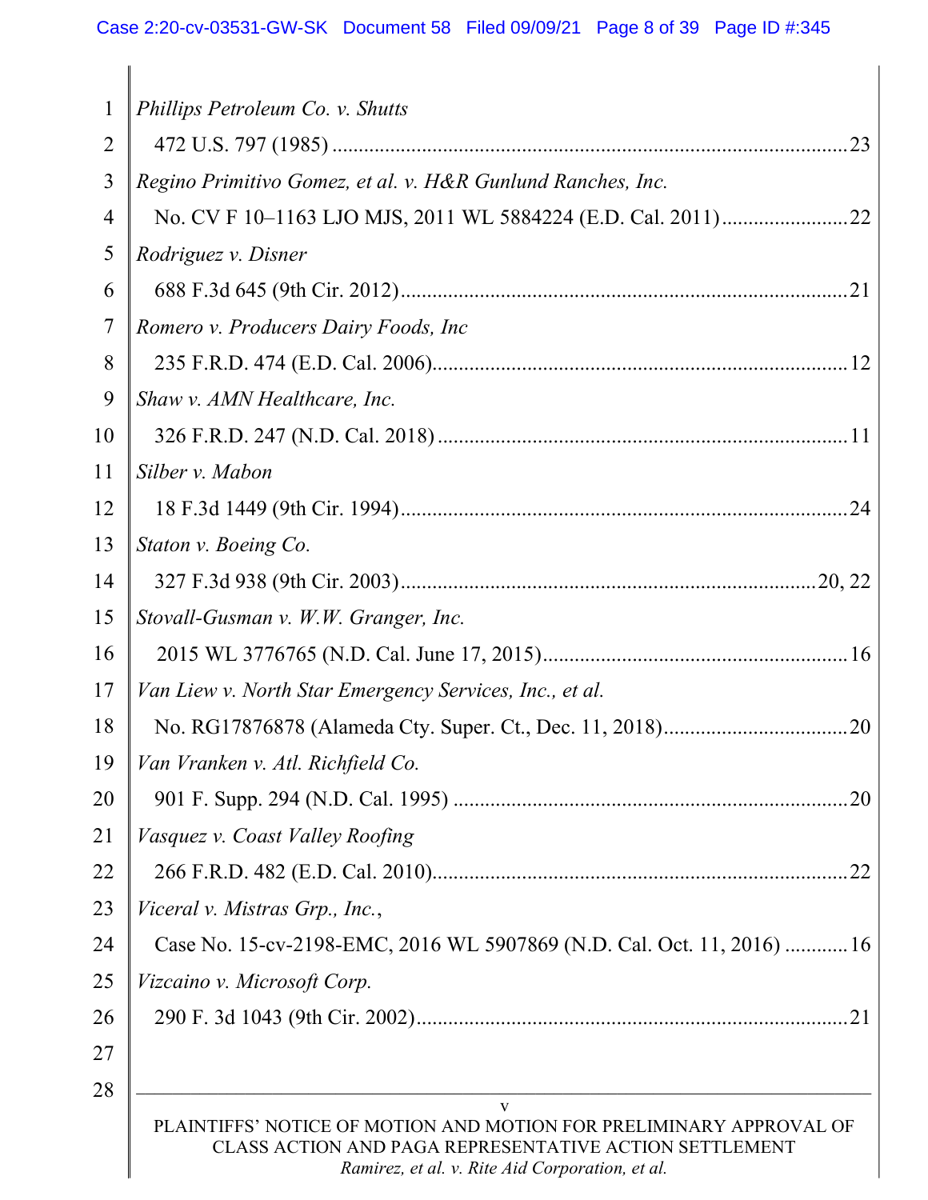*Phillips Petroleum Co. v. Shutts*
472 U.S. 797 (1985) .......................................................................................... 23

*Regino Primitivo Gomez, et al. v. H&R Gunlund Ranches, Inc.*
No. CV F 10–1163 LJO MJS, 2011 WL 5884224 (E.D. Cal. 2011) ........................ 22

*Rodriguez v. Disner*
688 F.3d 645 (9th Cir. 2012) ................................................................................ 21

*Romero v. Producers Dairy Foods, Inc*
235 F.R.D. 474 (E.D. Cal. 2006) .......................................................................... 12

*Shaw v. AMN Healthcare, Inc.*
326 F.R.D. 247 (N.D. Cal. 2018) .......................................................................... 11

*Silber v. Mabon*
18 F.3d 1449 (9th Cir. 1994) ................................................................................ 24

*Staton v. Boeing Co.*
327 F.3d 938 (9th Cir. 2003) ........................................................................... 20, 22

*Stovall-Gusman v. W.W. Granger, Inc.*
2015 WL 3776765 (N.D. Cal. June 17, 2015) ........................................................ 16

*Van Liew v. North Star Emergency Services, Inc., et al.*
No. RG17876878 (Alameda Cty. Super. Ct., Dec. 11, 2018) .................................. 20

*Van Vranken v. Atl. Richfield Co.*
901 F. Supp. 294 (N.D. Cal. 1995) ........................................................................ 20

*Vasquez v. Coast Valley Roofing*
266 F.R.D. 482 (E.D. Cal. 2010) .......................................................................... 22

*Viceral v. Mistras Grp., Inc.*,
Case No. 15-cv-2198-EMC, 2016 WL 5907869 (N.D. Cal. Oct. 11, 2016) ............ 16

*Vizcaino v. Microsoft Corp.*
290 F. 3d 1043 (9th Cir. 2002) .............................................................................. 21

PLAINTIFFS' NOTICE OF MOTION AND MOTION FOR PRELIMINARY APPROVAL OF CLASS ACTION AND PAGA REPRESENTATIVE ACTION SETTLEMENT
*Ramirez, et al. v. Rite Aid Corporation, et al.*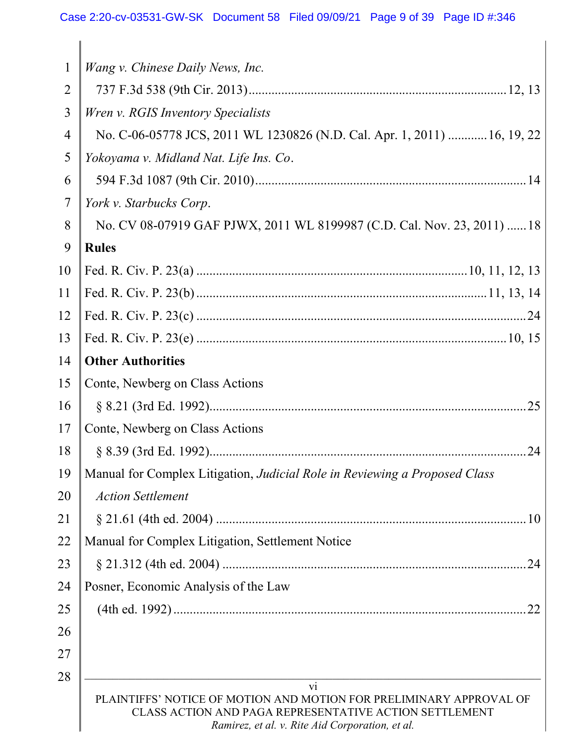*Wang v. Chinese Daily News, Inc.*
737 F.3d 538 (9th Cir. 2013) .......... 12, 13

*Wren v. RGIS Inventory Specialists*
No. C-06-05778 JCS, 2011 WL 1230826 (N.D. Cal. Apr. 1, 2011) .......... 16, 19, 22

*Yokoyama v. Midland Nat. Life Ins. Co*.
594 F.3d 1087 (9th Cir. 2010) .......... 14

*York v. Starbucks Corp*.
No. CV 08-07919 GAF PJWX, 2011 WL 8199987 (C.D. Cal. Nov. 23, 2011) .......... 18

**Rules**

Fed. R. Civ. P. 23(a) .......... 10, 11, 12, 13

Fed. R. Civ. P. 23(b) .......... 11, 13, 14

Fed. R. Civ. P. 23(c) .......... 24

Fed. R. Civ. P. 23(e) .......... 10, 15

**Other Authorities**

Conte, Newberg on Class Actions
§ 8.21 (3rd Ed. 1992) .......... 25

Conte, Newberg on Class Actions
§ 8.39 (3rd Ed. 1992) .......... 24

Manual for Complex Litigation, *Judicial Role in Reviewing a Proposed Class Action Settlement*
§ 21.61 (4th ed. 2004) .......... 10

Manual for Complex Litigation, Settlement Notice
§ 21.312 (4th ed. 2004) .......... 24

Posner, Economic Analysis of the Law
(4th ed. 1992) .......... 22

PLAINTIFFS' NOTICE OF MOTION AND MOTION FOR PRELIMINARY APPROVAL OF CLASS ACTION AND PAGA REPRESENTATIVE ACTION SETTLEMENT
*Ramirez, et al. v. Rite Aid Corporation, et al.*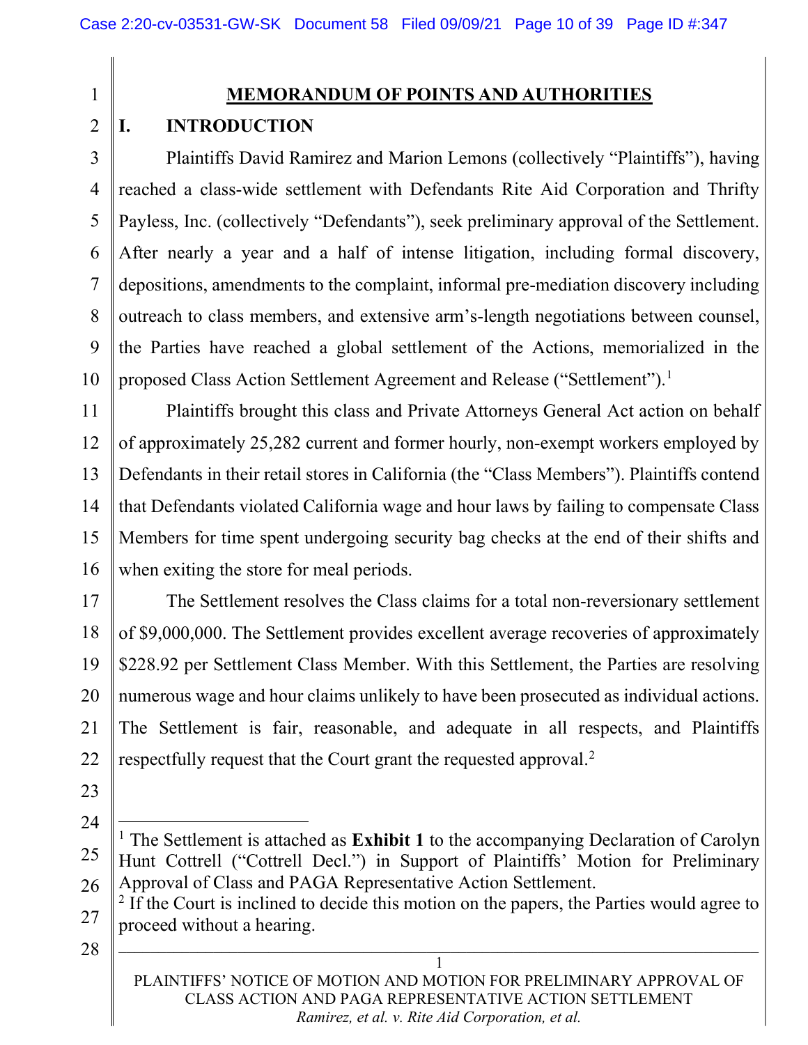# MEMORANDUM OF POINTS AND AUTHORITIES

## I. INTRODUCTION

Plaintiffs David Ramirez and Marion Lemons (collectively "Plaintiffs"), having reached a class-wide settlement with Defendants Rite Aid Corporation and Thrifty Payless, Inc. (collectively "Defendants"), seek preliminary approval of the Settlement. After nearly a year and a half of intense litigation, including formal discovery, depositions, amendments to the complaint, informal pre-mediation discovery including outreach to class members, and extensive arm's-length negotiations between counsel, the Parties have reached a global settlement of the Actions, memorialized in the proposed Class Action Settlement Agreement and Release ("Settlement").[1]

Plaintiffs brought this class and Private Attorneys General Act action on behalf of approximately 25,282 current and former hourly, non-exempt workers employed by Defendants in their retail stores in California (the "Class Members"). Plaintiffs contend that Defendants violated California wage and hour laws by failing to compensate Class Members for time spent undergoing security bag checks at the end of their shifts and when exiting the store for meal periods.

The Settlement resolves the Class claims for a total non-reversionary settlement of $9,000,000. The Settlement provides excellent average recoveries of approximately $228.92 per Settlement Class Member. With this Settlement, the Parties are resolving numerous wage and hour claims unlikely to have been prosecuted as individual actions. The Settlement is fair, reasonable, and adequate in all respects, and Plaintiffs respectfully request that the Court grant the requested approval.[2]

---

[1] The Settlement is attached as **Exhibit 1** to the accompanying Declaration of Carolyn Hunt Cottrell ("Cottrell Decl.") in Support of Plaintiffs' Motion for Preliminary Approval of Class and PAGA Representative Action Settlement.

[2] If the Court is inclined to decide this motion on the papers, the Parties would agree to proceed without a hearing.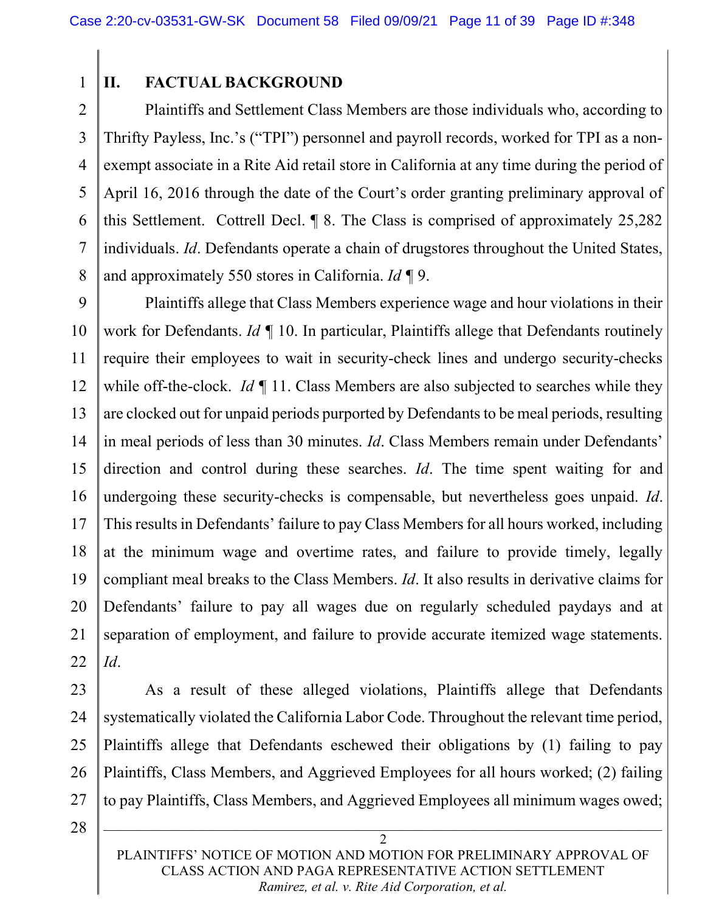## II. FACTUAL BACKGROUND

Plaintiffs and Settlement Class Members are those individuals who, according to Thrifty Payless, Inc.'s ("TPI") personnel and payroll records, worked for TPI as a non-exempt associate in a Rite Aid retail store in California at any time during the period of April 16, 2016 through the date of the Court's order granting preliminary approval of this Settlement. Cottrell Decl. ¶ 8. The Class is comprised of approximately 25,282 individuals. *Id*. Defendants operate a chain of drugstores throughout the United States, and approximately 550 stores in California. *Id* ¶ 9.

Plaintiffs allege that Class Members experience wage and hour violations in their work for Defendants. *Id* ¶ 10. In particular, Plaintiffs allege that Defendants routinely require their employees to wait in security-check lines and undergo security-checks while off-the-clock. *Id* ¶ 11. Class Members are also subjected to searches while they are clocked out for unpaid periods purported by Defendants to be meal periods, resulting in meal periods of less than 30 minutes. *Id*. Class Members remain under Defendants' direction and control during these searches. *Id*. The time spent waiting for and undergoing these security-checks is compensable, but nevertheless goes unpaid. *Id*. This results in Defendants' failure to pay Class Members for all hours worked, including at the minimum wage and overtime rates, and failure to provide timely, legally compliant meal breaks to the Class Members. *Id*. It also results in derivative claims for Defendants' failure to pay all wages due on regularly scheduled paydays and at separation of employment, and failure to provide accurate itemized wage statements. *Id*.

As a result of these alleged violations, Plaintiffs allege that Defendants systematically violated the California Labor Code. Throughout the relevant time period, Plaintiffs allege that Defendants eschewed their obligations by (1) failing to pay Plaintiffs, Class Members, and Aggrieved Employees for all hours worked; (2) failing to pay Plaintiffs, Class Members, and Aggrieved Employees all minimum wages owed;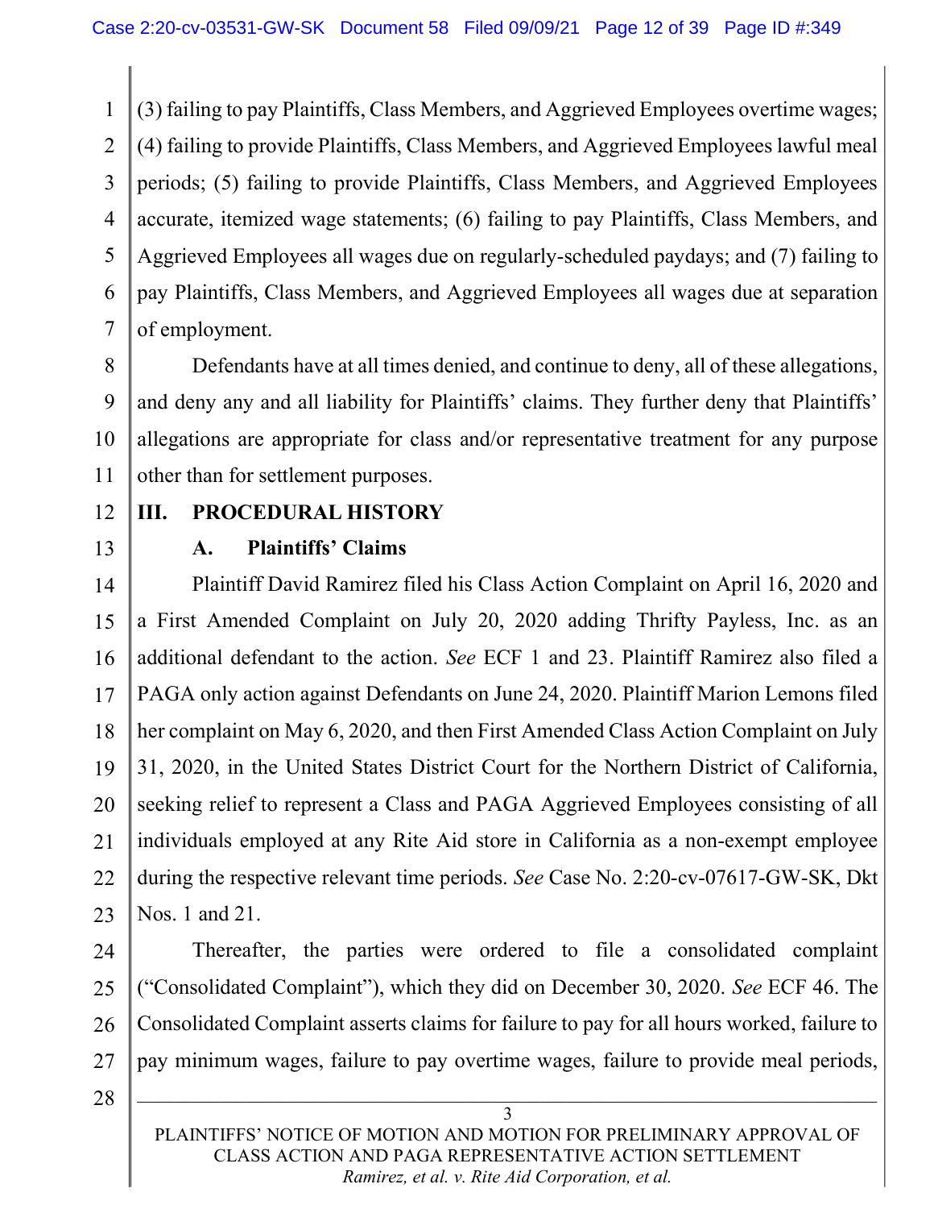(3) failing to pay Plaintiffs, Class Members, and Aggrieved Employees overtime wages; (4) failing to provide Plaintiffs, Class Members, and Aggrieved Employees lawful meal periods; (5) failing to provide Plaintiffs, Class Members, and Aggrieved Employees accurate, itemized wage statements; (6) failing to pay Plaintiffs, Class Members, and Aggrieved Employees all wages due on regularly-scheduled paydays; and (7) failing to pay Plaintiffs, Class Members, and Aggrieved Employees all wages due at separation of employment.

Defendants have at all times denied, and continue to deny, all of these allegations, and deny any and all liability for Plaintiffs' claims. They further deny that Plaintiffs' allegations are appropriate for class and/or representative treatment for any purpose other than for settlement purposes.

## III. PROCEDURAL HISTORY

### A. Plaintiffs' Claims

Plaintiff David Ramirez filed his Class Action Complaint on April 16, 2020 and a First Amended Complaint on July 20, 2020 adding Thrifty Payless, Inc. as an additional defendant to the action. *See* ECF 1 and 23. Plaintiff Ramirez also filed a PAGA only action against Defendants on June 24, 2020. Plaintiff Marion Lemons filed her complaint on May 6, 2020, and then First Amended Class Action Complaint on July 31, 2020, in the United States District Court for the Northern District of California, seeking relief to represent a Class and PAGA Aggrieved Employees consisting of all individuals employed at any Rite Aid store in California as a non-exempt employee during the respective relevant time periods. *See* Case No. 2:20-cv-07617-GW-SK, Dkt Nos. 1 and 21.

Thereafter, the parties were ordered to file a consolidated complaint ("Consolidated Complaint"), which they did on December 30, 2020. *See* ECF 46. The Consolidated Complaint asserts claims for failure to pay for all hours worked, failure to pay minimum wages, failure to pay overtime wages, failure to provide meal periods,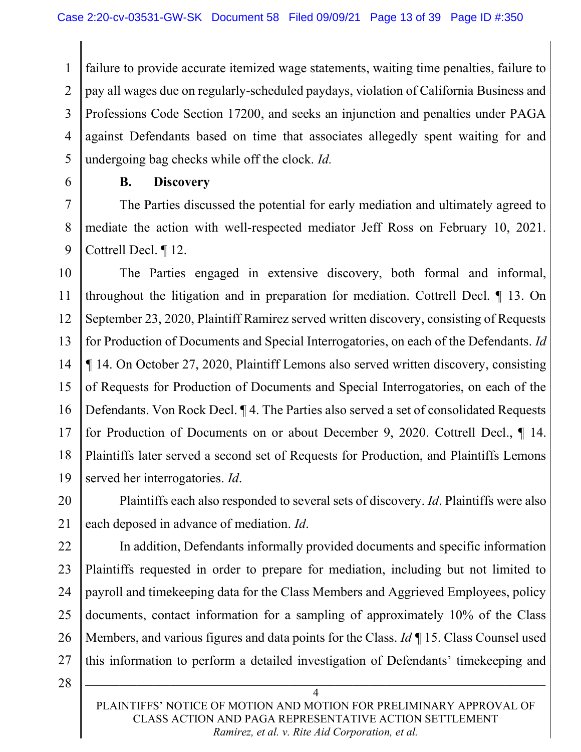failure to provide accurate itemized wage statements, waiting time penalties, failure to pay all wages due on regularly-scheduled paydays, violation of California Business and Professions Code Section 17200, and seeks an injunction and penalties under PAGA against Defendants based on time that associates allegedly spent waiting for and undergoing bag checks while off the clock. *Id.*

### B. Discovery

The Parties discussed the potential for early mediation and ultimately agreed to mediate the action with well-respected mediator Jeff Ross on February 10, 2021. Cottrell Decl. ¶ 12.

The Parties engaged in extensive discovery, both formal and informal, throughout the litigation and in preparation for mediation. Cottrell Decl. ¶ 13. On September 23, 2020, Plaintiff Ramirez served written discovery, consisting of Requests for Production of Documents and Special Interrogatories, on each of the Defendants. *Id* ¶ 14. On October 27, 2020, Plaintiff Lemons also served written discovery, consisting of Requests for Production of Documents and Special Interrogatories, on each of the Defendants. Von Rock Decl. ¶ 4. The Parties also served a set of consolidated Requests for Production of Documents on or about December 9, 2020. Cottrell Decl., ¶ 14. Plaintiffs later served a second set of Requests for Production, and Plaintiffs Lemons served her interrogatories. *Id*.

Plaintiffs each also responded to several sets of discovery. *Id*. Plaintiffs were also each deposed in advance of mediation. *Id*.

In addition, Defendants informally provided documents and specific information Plaintiffs requested in order to prepare for mediation, including but not limited to payroll and timekeeping data for the Class Members and Aggrieved Employees, policy documents, contact information for a sampling of approximately 10% of the Class Members, and various figures and data points for the Class. *Id* ¶ 15. Class Counsel used this information to perform a detailed investigation of Defendants' timekeeping and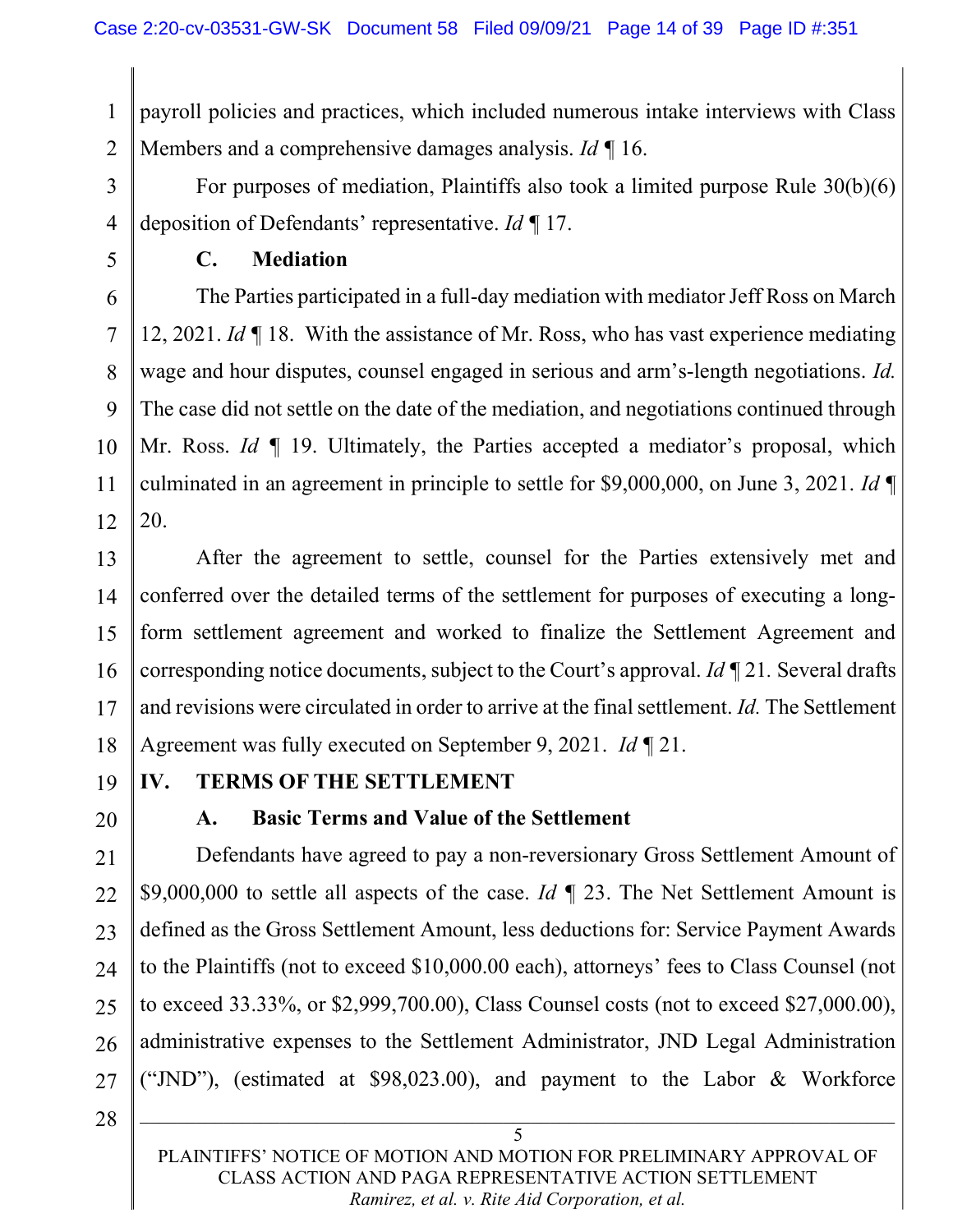payroll policies and practices, which included numerous intake interviews with Class Members and a comprehensive damages analysis. *Id* ¶ 16.

For purposes of mediation, Plaintiffs also took a limited purpose Rule 30(b)(6) deposition of Defendants' representative. *Id* ¶ 17.

### C. Mediation

The Parties participated in a full-day mediation with mediator Jeff Ross on March 12, 2021. *Id* ¶ 18. With the assistance of Mr. Ross, who has vast experience mediating wage and hour disputes, counsel engaged in serious and arm's-length negotiations. *Id.* The case did not settle on the date of the mediation, and negotiations continued through Mr. Ross. *Id* ¶ 19. Ultimately, the Parties accepted a mediator's proposal, which culminated in an agreement in principle to settle for $9,000,000, on June 3, 2021. *Id* ¶ 20.

After the agreement to settle, counsel for the Parties extensively met and conferred over the detailed terms of the settlement for purposes of executing a long-form settlement agreement and worked to finalize the Settlement Agreement and corresponding notice documents, subject to the Court's approval. *Id* ¶ 21. Several drafts and revisions were circulated in order to arrive at the final settlement. *Id.* The Settlement Agreement was fully executed on September 9, 2021. *Id* ¶ 21.

## IV. TERMS OF THE SETTLEMENT

### A. Basic Terms and Value of the Settlement

Defendants have agreed to pay a non-reversionary Gross Settlement Amount of $9,000,000 to settle all aspects of the case. *Id* ¶ 23. The Net Settlement Amount is defined as the Gross Settlement Amount, less deductions for: Service Payment Awards to the Plaintiffs (not to exceed $10,000.00 each), attorneys' fees to Class Counsel (not to exceed 33.33%, or $2,999,700.00), Class Counsel costs (not to exceed $27,000.00), administrative expenses to the Settlement Administrator, JND Legal Administration ("JND"), (estimated at $98,023.00), and payment to the Labor & Workforce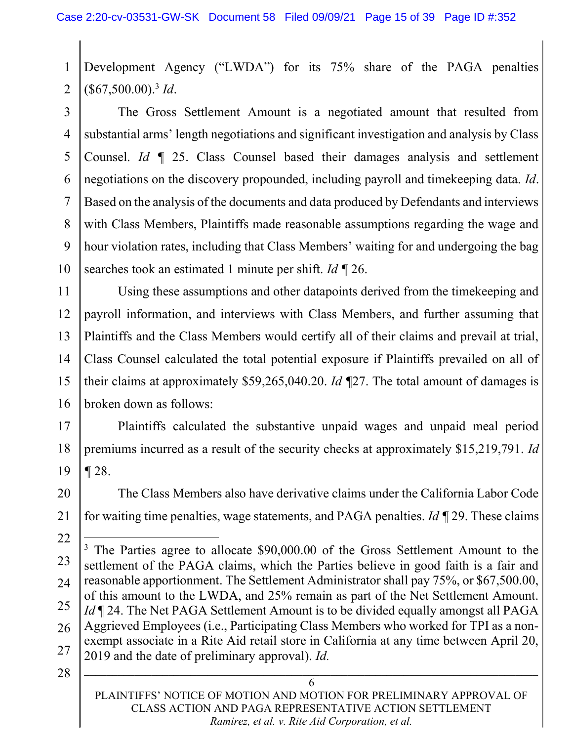Development Agency ("LWDA") for its 75% share of the PAGA penalties ($67,500.00).[3] *Id*.

The Gross Settlement Amount is a negotiated amount that resulted from substantial arms' length negotiations and significant investigation and analysis by Class Counsel. *Id* ¶ 25. Class Counsel based their damages analysis and settlement negotiations on the discovery propounded, including payroll and timekeeping data. *Id*. Based on the analysis of the documents and data produced by Defendants and interviews with Class Members, Plaintiffs made reasonable assumptions regarding the wage and hour violation rates, including that Class Members' waiting for and undergoing the bag searches took an estimated 1 minute per shift. *Id* ¶ 26.

Using these assumptions and other datapoints derived from the timekeeping and payroll information, and interviews with Class Members, and further assuming that Plaintiffs and the Class Members would certify all of their claims and prevail at trial, Class Counsel calculated the total potential exposure if Plaintiffs prevailed on all of their claims at approximately $59,265,040.20. *Id* ¶27. The total amount of damages is broken down as follows:

Plaintiffs calculated the substantive unpaid wages and unpaid meal period premiums incurred as a result of the security checks at approximately $15,219,791. *Id* ¶ 28.

The Class Members also have derivative claims under the California Labor Code for waiting time penalties, wage statements, and PAGA penalties. *Id* ¶ 29. These claims

---

[3] The Parties agree to allocate $90,000.00 of the Gross Settlement Amount to the settlement of the PAGA claims, which the Parties believe in good faith is a fair and reasonable apportionment. The Settlement Administrator shall pay 75%, or $67,500.00, of this amount to the LWDA, and 25% remain as part of the Net Settlement Amount. *Id* ¶ 24. The Net PAGA Settlement Amount is to be divided equally amongst all PAGA Aggrieved Employees (i.e., Participating Class Members who worked for TPI as a non-exempt associate in a Rite Aid retail store in California at any time between April 20, 2019 and the date of preliminary approval). *Id*.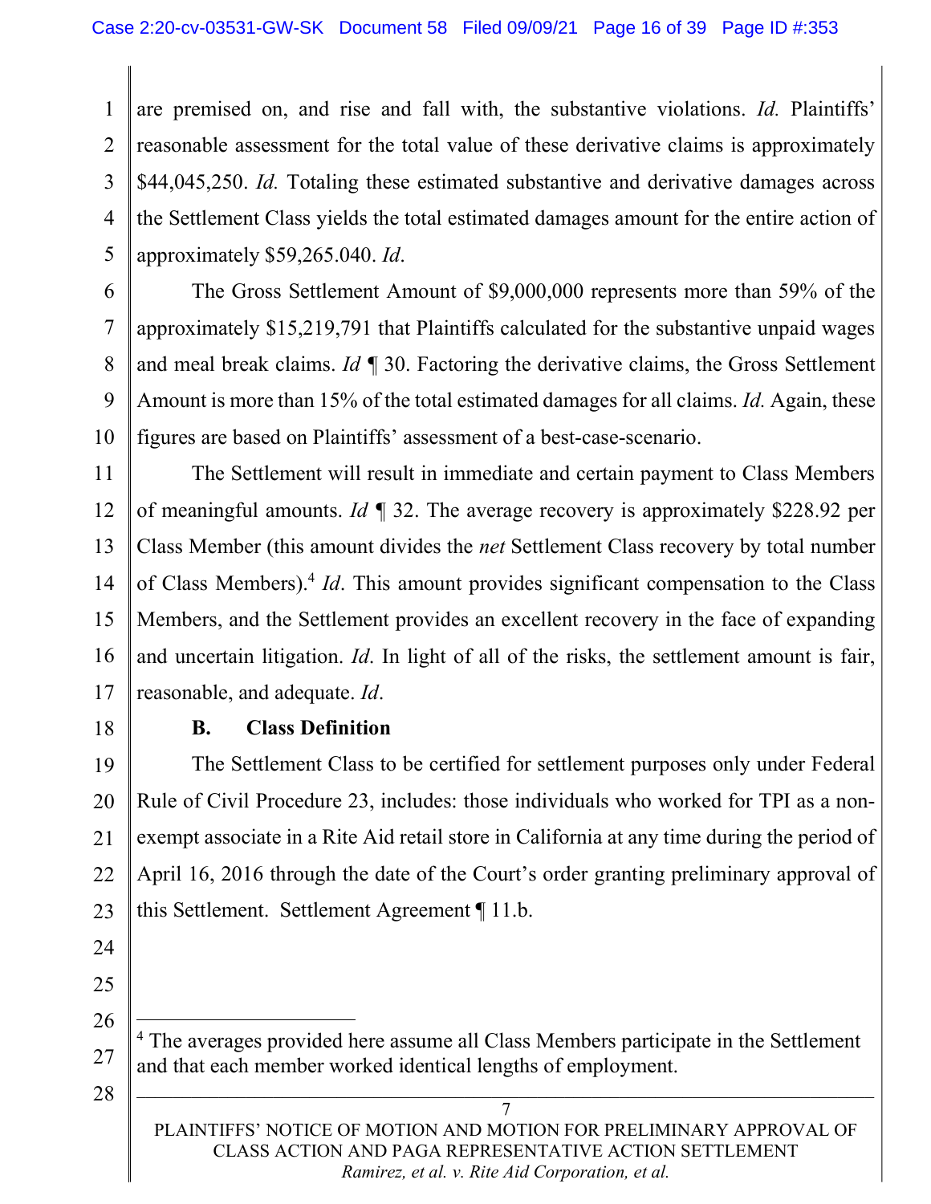are premised on, and rise and fall with, the substantive violations. *Id.* Plaintiffs' reasonable assessment for the total value of these derivative claims is approximately $44,045,250. *Id.* Totaling these estimated substantive and derivative damages across the Settlement Class yields the total estimated damages amount for the entire action of approximately $59,265.040. *Id*.

The Gross Settlement Amount of $9,000,000 represents more than 59% of the approximately $15,219,791 that Plaintiffs calculated for the substantive unpaid wages and meal break claims. *Id* ¶ 30. Factoring the derivative claims, the Gross Settlement Amount is more than 15% of the total estimated damages for all claims. *Id.* Again, these figures are based on Plaintiffs' assessment of a best-case-scenario.

The Settlement will result in immediate and certain payment to Class Members of meaningful amounts. *Id* ¶ 32. The average recovery is approximately $228.92 per Class Member (this amount divides the *net* Settlement Class recovery by total number of Class Members).[4] *Id*. This amount provides significant compensation to the Class Members, and the Settlement provides an excellent recovery in the face of expanding and uncertain litigation. *Id*. In light of all of the risks, the settlement amount is fair, reasonable, and adequate. *Id*.

### B. Class Definition

The Settlement Class to be certified for settlement purposes only under Federal Rule of Civil Procedure 23, includes: those individuals who worked for TPI as a non-exempt associate in a Rite Aid retail store in California at any time during the period of April 16, 2016 through the date of the Court's order granting preliminary approval of this Settlement. Settlement Agreement ¶ 11.b.

---

[4] The averages provided here assume all Class Members participate in the Settlement and that each member worked identical lengths of employment.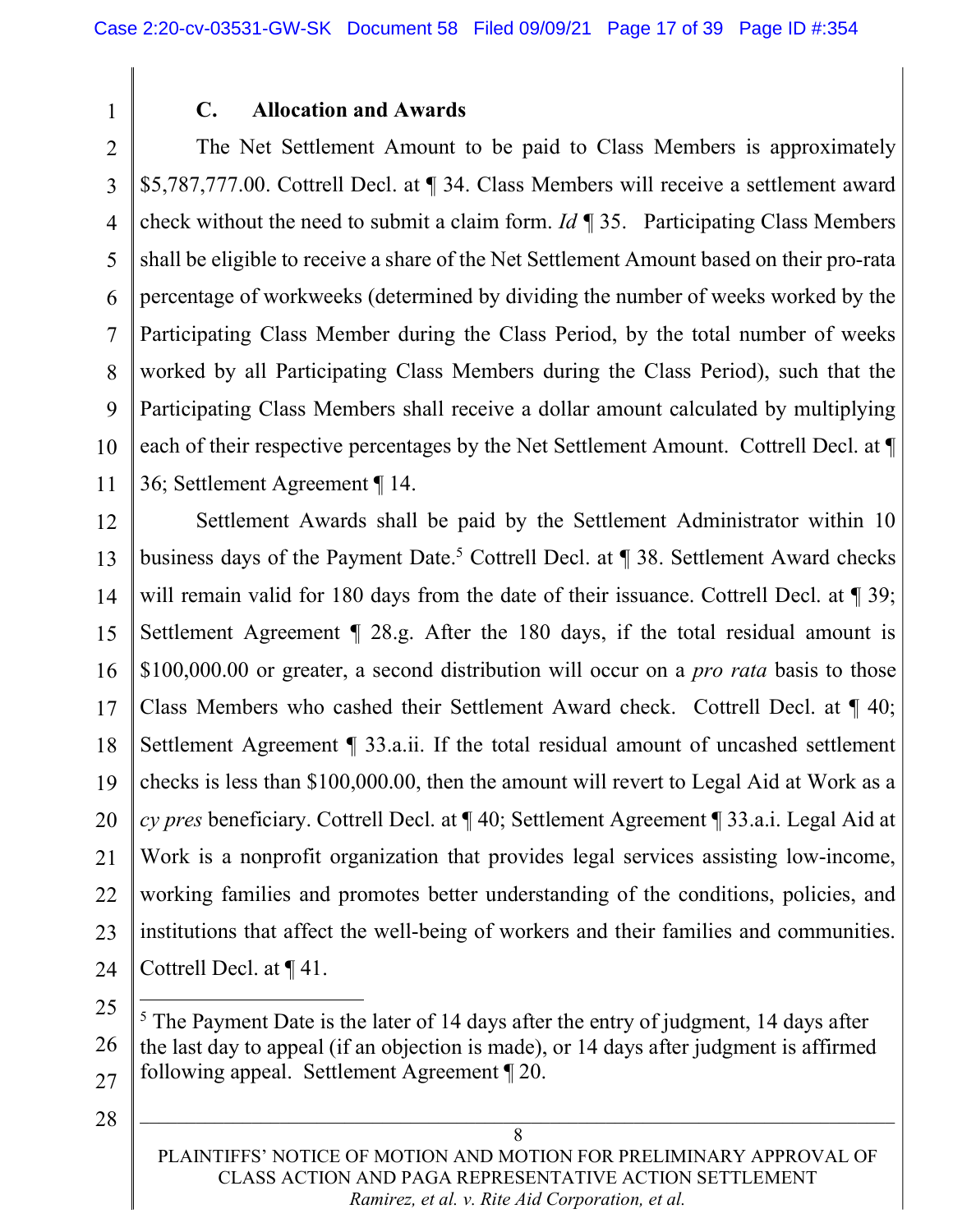### C. Allocation and Awards

The Net Settlement Amount to be paid to Class Members is approximately $5,787,777.00. Cottrell Decl. at ¶ 34. Class Members will receive a settlement award check without the need to submit a claim form. *Id* ¶ 35. Participating Class Members shall be eligible to receive a share of the Net Settlement Amount based on their pro-rata percentage of workweeks (determined by dividing the number of weeks worked by the Participating Class Member during the Class Period, by the total number of weeks worked by all Participating Class Members during the Class Period), such that the Participating Class Members shall receive a dollar amount calculated by multiplying each of their respective percentages by the Net Settlement Amount. Cottrell Decl. at ¶ 36; Settlement Agreement ¶ 14.

Settlement Awards shall be paid by the Settlement Administrator within 10 business days of the Payment Date.[5] Cottrell Decl. at ¶ 38. Settlement Award checks will remain valid for 180 days from the date of their issuance. Cottrell Decl. at ¶ 39; Settlement Agreement ¶ 28.g. After the 180 days, if the total residual amount is $100,000.00 or greater, a second distribution will occur on a *pro rata* basis to those Class Members who cashed their Settlement Award check. Cottrell Decl. at ¶ 40; Settlement Agreement ¶ 33.a.ii. If the total residual amount of uncashed settlement checks is less than $100,000.00, then the amount will revert to Legal Aid at Work as a *cy pres* beneficiary. Cottrell Decl. at ¶ 40; Settlement Agreement ¶ 33.a.i. Legal Aid at Work is a nonprofit organization that provides legal services assisting low-income, working families and promotes better understanding of the conditions, policies, and institutions that affect the well-being of workers and their families and communities. Cottrell Decl. at ¶ 41.

---

[5] The Payment Date is the later of 14 days after the entry of judgment, 14 days after the last day to appeal (if an objection is made), or 14 days after judgment is affirmed following appeal. Settlement Agreement ¶ 20.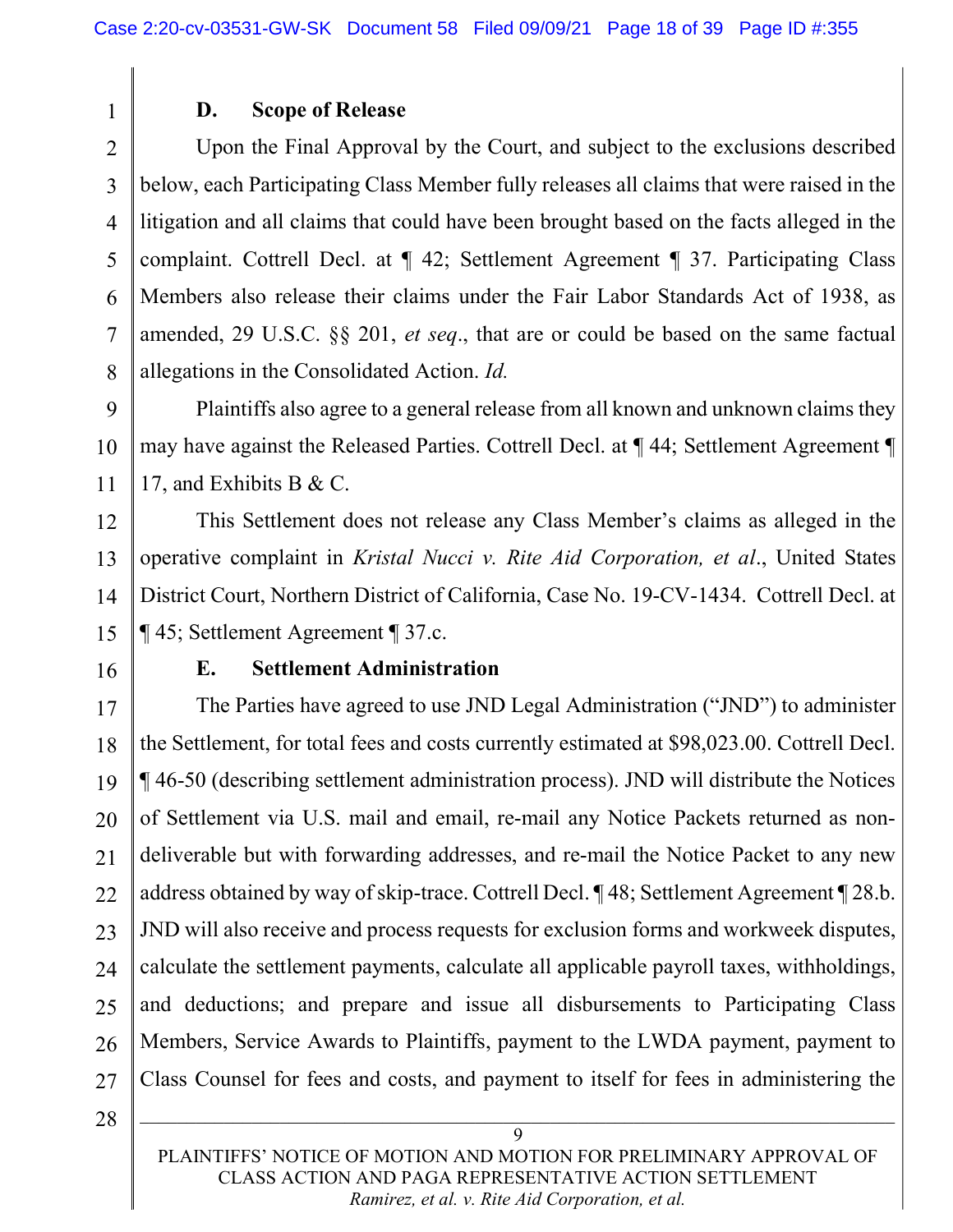### D. Scope of Release

Upon the Final Approval by the Court, and subject to the exclusions described below, each Participating Class Member fully releases all claims that were raised in the litigation and all claims that could have been brought based on the facts alleged in the complaint. Cottrell Decl. at ¶ 42; Settlement Agreement ¶ 37. Participating Class Members also release their claims under the Fair Labor Standards Act of 1938, as amended, 29 U.S.C. §§ 201, *et seq*., that are or could be based on the same factual allegations in the Consolidated Action. *Id.*

Plaintiffs also agree to a general release from all known and unknown claims they may have against the Released Parties. Cottrell Decl. at ¶ 44; Settlement Agreement ¶ 17, and Exhibits B & C.

This Settlement does not release any Class Member's claims as alleged in the operative complaint in *Kristal Nucci v. Rite Aid Corporation, et al*., United States District Court, Northern District of California, Case No. 19-CV-1434. Cottrell Decl. at ¶ 45; Settlement Agreement ¶ 37.c.

### E. Settlement Administration

The Parties have agreed to use JND Legal Administration ("JND") to administer the Settlement, for total fees and costs currently estimated at $98,023.00. Cottrell Decl. ¶ 46-50 (describing settlement administration process). JND will distribute the Notices of Settlement via U.S. mail and email, re-mail any Notice Packets returned as non-deliverable but with forwarding addresses, and re-mail the Notice Packet to any new address obtained by way of skip-trace. Cottrell Decl. ¶ 48; Settlement Agreement ¶ 28.b. JND will also receive and process requests for exclusion forms and workweek disputes, calculate the settlement payments, calculate all applicable payroll taxes, withholdings, and deductions; and prepare and issue all disbursements to Participating Class Members, Service Awards to Plaintiffs, payment to the LWDA payment, payment to Class Counsel for fees and costs, and payment to itself for fees in administering the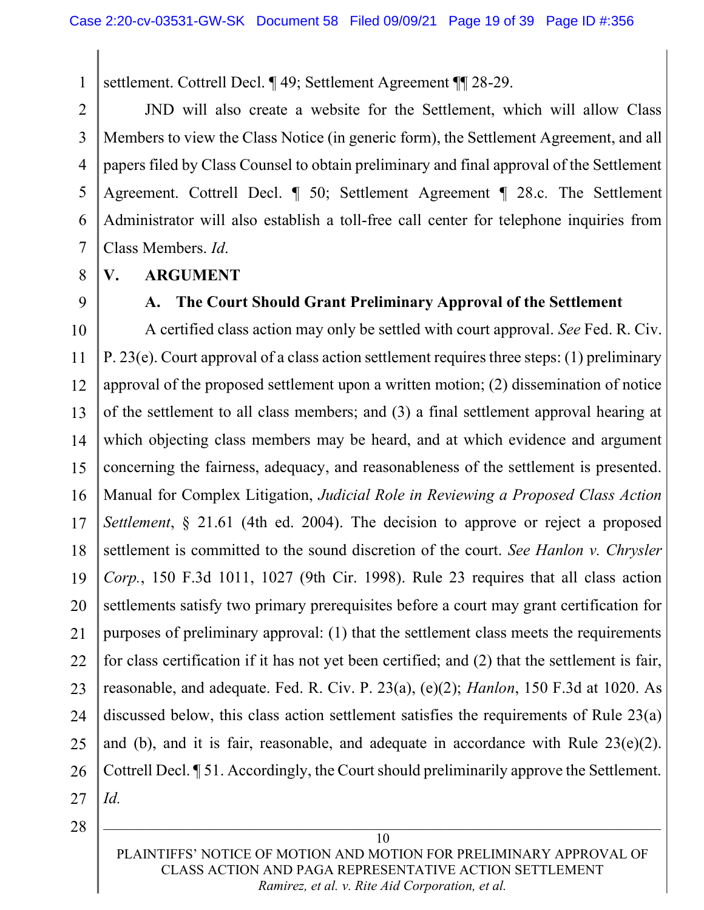settlement. Cottrell Decl. ¶ 49; Settlement Agreement ¶¶ 28-29.

JND will also create a website for the Settlement, which will allow Class Members to view the Class Notice (in generic form), the Settlement Agreement, and all papers filed by Class Counsel to obtain preliminary and final approval of the Settlement Agreement. Cottrell Decl. ¶ 50; Settlement Agreement ¶ 28.c. The Settlement Administrator will also establish a toll-free call center for telephone inquiries from Class Members. *Id*.

## V. ARGUMENT

### A. The Court Should Grant Preliminary Approval of the Settlement

A certified class action may only be settled with court approval. *See* Fed. R. Civ. P. 23(e). Court approval of a class action settlement requires three steps: (1) preliminary approval of the proposed settlement upon a written motion; (2) dissemination of notice of the settlement to all class members; and (3) a final settlement approval hearing at which objecting class members may be heard, and at which evidence and argument concerning the fairness, adequacy, and reasonableness of the settlement is presented. Manual for Complex Litigation, *Judicial Role in Reviewing a Proposed Class Action Settlement*, § 21.61 (4th ed. 2004). The decision to approve or reject a proposed settlement is committed to the sound discretion of the court. *See Hanlon v. Chrysler Corp.*, 150 F.3d 1011, 1027 (9th Cir. 1998). Rule 23 requires that all class action settlements satisfy two primary prerequisites before a court may grant certification for purposes of preliminary approval: (1) that the settlement class meets the requirements for class certification if it has not yet been certified; and (2) that the settlement is fair, reasonable, and adequate. Fed. R. Civ. P. 23(a), (e)(2); *Hanlon*, 150 F.3d at 1020. As discussed below, this class action settlement satisfies the requirements of Rule 23(a) and (b), and it is fair, reasonable, and adequate in accordance with Rule 23(e)(2). Cottrell Decl. ¶ 51. Accordingly, the Court should preliminarily approve the Settlement. *Id.*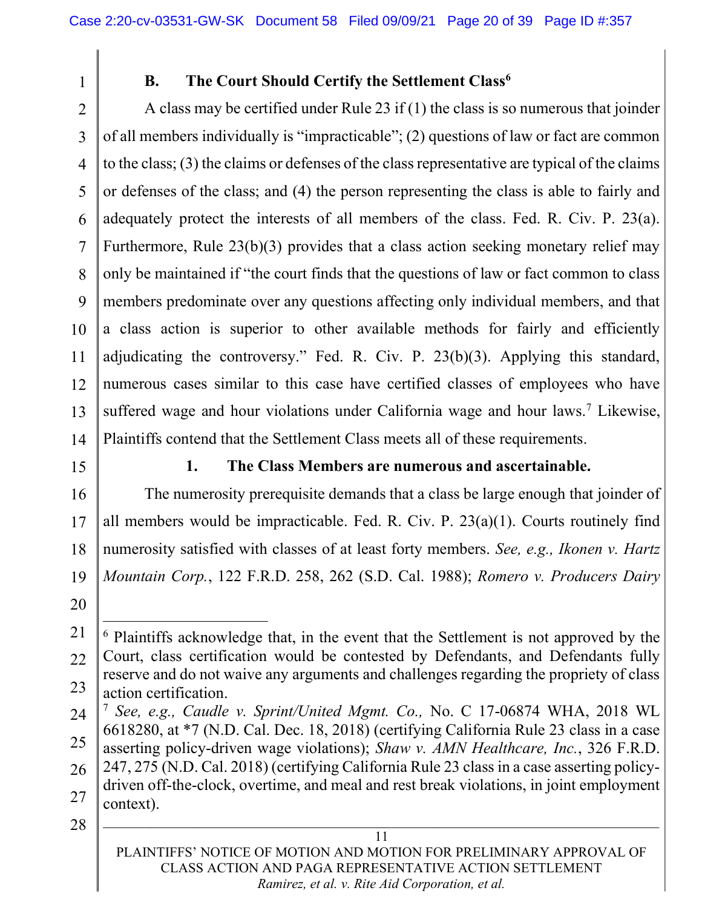### B. The Court Should Certify the Settlement Class[6]

A class may be certified under Rule 23 if (1) the class is so numerous that joinder of all members individually is "impracticable"; (2) questions of law or fact are common to the class; (3) the claims or defenses of the class representative are typical of the claims or defenses of the class; and (4) the person representing the class is able to fairly and adequately protect the interests of all members of the class. Fed. R. Civ. P. 23(a). Furthermore, Rule 23(b)(3) provides that a class action seeking monetary relief may only be maintained if "the court finds that the questions of law or fact common to class members predominate over any questions affecting only individual members, and that a class action is superior to other available methods for fairly and efficiently adjudicating the controversy." Fed. R. Civ. P. 23(b)(3). Applying this standard, numerous cases similar to this case have certified classes of employees who have suffered wage and hour violations under California wage and hour laws.[7] Likewise, Plaintiffs contend that the Settlement Class meets all of these requirements.

#### 1. The Class Members are numerous and ascertainable.

The numerosity prerequisite demands that a class be large enough that joinder of all members would be impracticable. Fed. R. Civ. P. 23(a)(1). Courts routinely find numerosity satisfied with classes of at least forty members. *See, e.g., Ikonen v. Hartz Mountain Corp.*, 122 F.R.D. 258, 262 (S.D. Cal. 1988); *Romero v. Producers Dairy*

---

[6] Plaintiffs acknowledge that, in the event that the Settlement is not approved by the Court, class certification would be contested by Defendants, and Defendants fully reserve and do not waive any arguments and challenges regarding the propriety of class action certification.

[7] *See, e.g., Caudle v. Sprint/United Mgmt. Co.,* No. C 17-06874 WHA, 2018 WL 6618280, at *7 (N.D. Cal. Dec. 18, 2018) (certifying California Rule 23 class in a case asserting policy-driven wage violations); *Shaw v. AMN Healthcare, Inc.*, 326 F.R.D. 247, 275 (N.D. Cal. 2018) (certifying California Rule 23 class in a case asserting policy-driven off-the-clock, overtime, and meal and rest break violations, in joint employment context).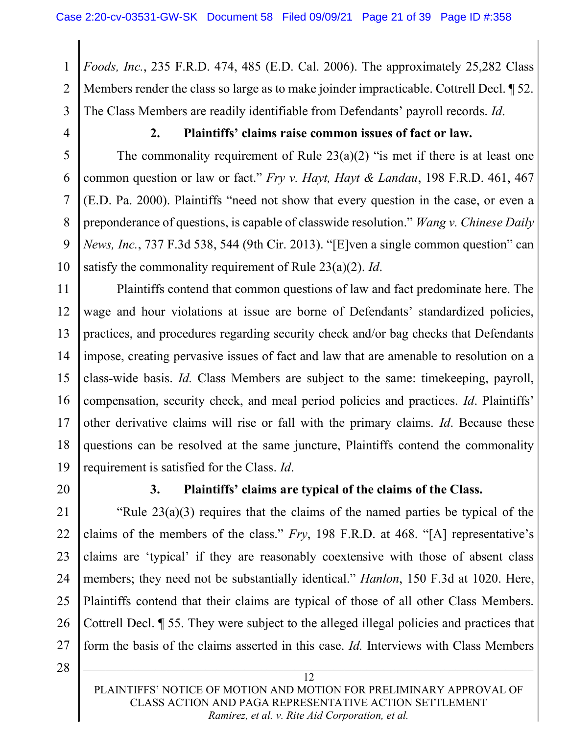*Foods, Inc.*, 235 F.R.D. 474, 485 (E.D. Cal. 2006). The approximately 25,282 Class Members render the class so large as to make joinder impracticable. Cottrell Decl. ¶ 52. The Class Members are readily identifiable from Defendants' payroll records. *Id*.

**2. Plaintiffs' claims raise common issues of fact or law.**

The commonality requirement of Rule 23(a)(2) "is met if there is at least one common question or law or fact." *Fry v. Hayt, Hayt & Landau*, 198 F.R.D. 461, 467 (E.D. Pa. 2000). Plaintiffs "need not show that every question in the case, or even a preponderance of questions, is capable of classwide resolution." *Wang v. Chinese Daily News, Inc.*, 737 F.3d 538, 544 (9th Cir. 2013). "[E]ven a single common question" can satisfy the commonality requirement of Rule 23(a)(2). *Id*.

Plaintiffs contend that common questions of law and fact predominate here. The wage and hour violations at issue are borne of Defendants' standardized policies, practices, and procedures regarding security check and/or bag checks that Defendants impose, creating pervasive issues of fact and law that are amenable to resolution on a class-wide basis. *Id.* Class Members are subject to the same: timekeeping, payroll, compensation, security check, and meal period policies and practices. *Id*. Plaintiffs' other derivative claims will rise or fall with the primary claims. *Id*. Because these questions can be resolved at the same juncture, Plaintiffs contend the commonality requirement is satisfied for the Class. *Id*.

**3. Plaintiffs' claims are typical of the claims of the Class.**

"Rule 23(a)(3) requires that the claims of the named parties be typical of the claims of the members of the class." *Fry*, 198 F.R.D. at 468. "[A] representative's claims are 'typical' if they are reasonably coextensive with those of absent class members; they need not be substantially identical." *Hanlon*, 150 F.3d at 1020. Here, Plaintiffs contend that their claims are typical of those of all other Class Members. Cottrell Decl. ¶ 55. They were subject to the alleged illegal policies and practices that form the basis of the claims asserted in this case. *Id.* Interviews with Class Members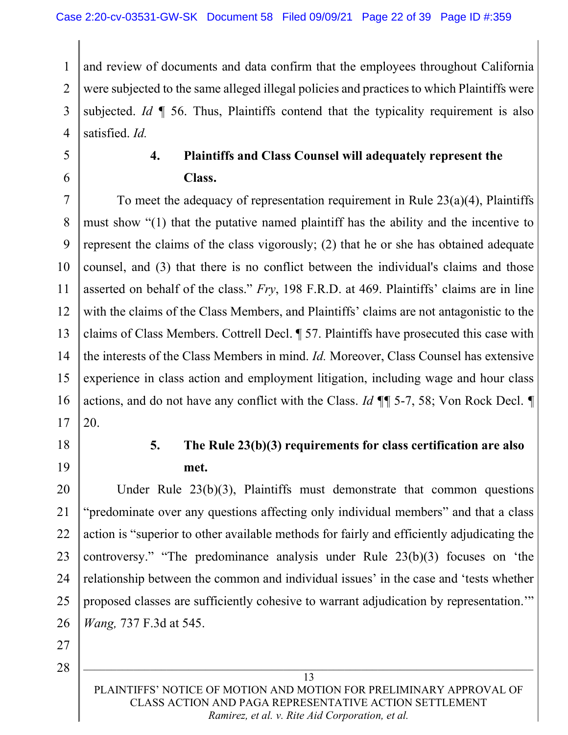and review of documents and data confirm that the employees throughout California were subjected to the same alleged illegal policies and practices to which Plaintiffs were subjected. *Id* ¶ 56. Thus, Plaintiffs contend that the typicality requirement is also satisfied. *Id.*

**4. Plaintiffs and Class Counsel will adequately represent the Class.**

To meet the adequacy of representation requirement in Rule 23(a)(4), Plaintiffs must show "(1) that the putative named plaintiff has the ability and the incentive to represent the claims of the class vigorously; (2) that he or she has obtained adequate counsel, and (3) that there is no conflict between the individual's claims and those asserted on behalf of the class." *Fry*, 198 F.R.D. at 469. Plaintiffs' claims are in line with the claims of the Class Members, and Plaintiffs' claims are not antagonistic to the claims of Class Members. Cottrell Decl. ¶ 57. Plaintiffs have prosecuted this case with the interests of the Class Members in mind. *Id.* Moreover, Class Counsel has extensive experience in class action and employment litigation, including wage and hour class actions, and do not have any conflict with the Class. *Id* ¶¶ 5-7, 58; Von Rock Decl. ¶ 20.

**5. The Rule 23(b)(3) requirements for class certification are also met.**

Under Rule 23(b)(3), Plaintiffs must demonstrate that common questions "predominate over any questions affecting only individual members" and that a class action is "superior to other available methods for fairly and efficiently adjudicating the controversy." "The predominance analysis under Rule 23(b)(3) focuses on 'the relationship between the common and individual issues' in the case and 'tests whether proposed classes are sufficiently cohesive to warrant adjudication by representation.'" *Wang,* 737 F.3d at 545.

PLAINTIFFS' NOTICE OF MOTION AND MOTION FOR PRELIMINARY APPROVAL OF CLASS ACTION AND PAGA REPRESENTATIVE ACTION SETTLEMENT
*Ramirez, et al. v. Rite Aid Corporation, et al.*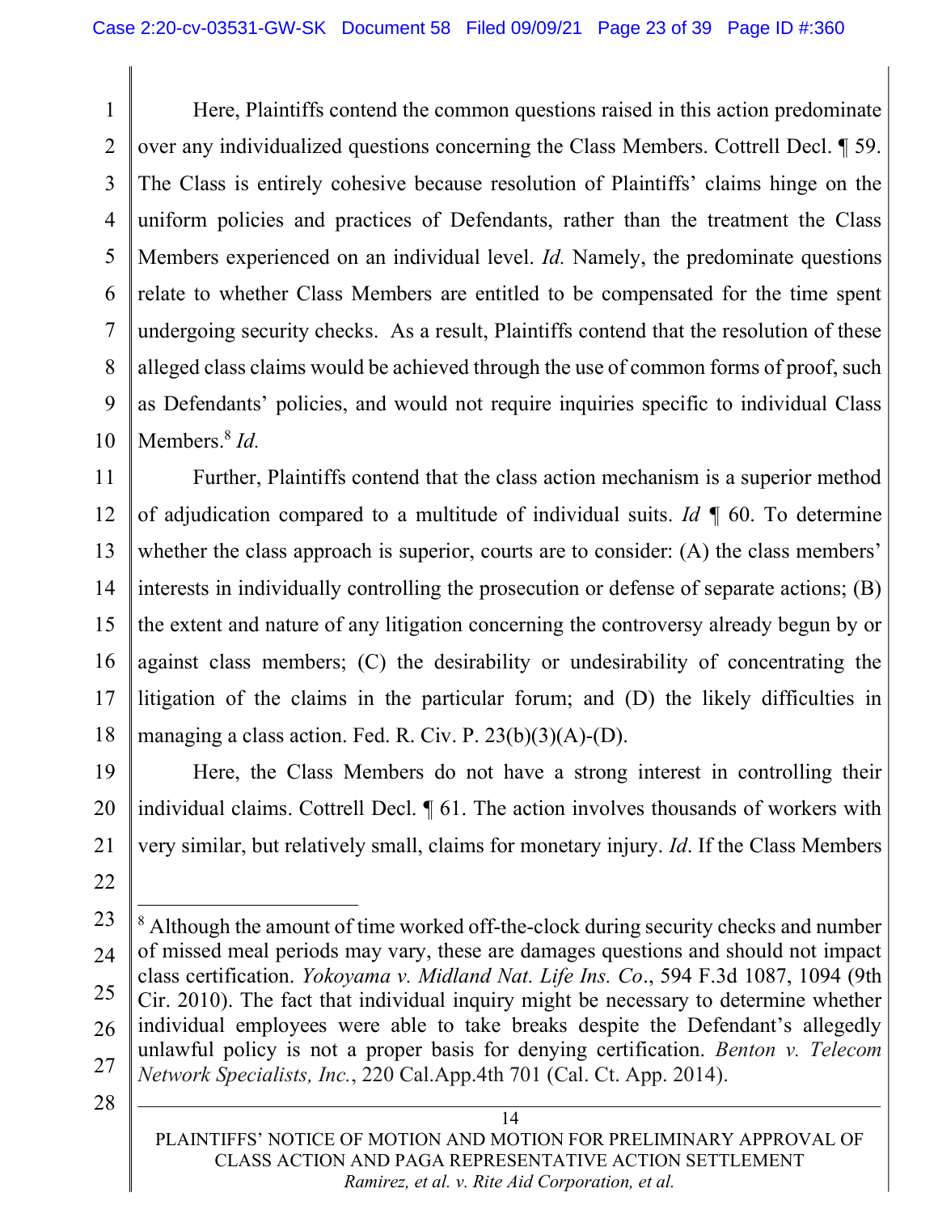Here, Plaintiffs contend the common questions raised in this action predominate over any individualized questions concerning the Class Members. Cottrell Decl. ¶ 59. The Class is entirely cohesive because resolution of Plaintiffs' claims hinge on the uniform policies and practices of Defendants, rather than the treatment the Class Members experienced on an individual level. *Id.* Namely, the predominate questions relate to whether Class Members are entitled to be compensated for the time spent undergoing security checks. As a result, Plaintiffs contend that the resolution of these alleged class claims would be achieved through the use of common forms of proof, such as Defendants' policies, and would not require inquiries specific to individual Class Members.[8] *Id.*

Further, Plaintiffs contend that the class action mechanism is a superior method of adjudication compared to a multitude of individual suits. *Id* ¶ 60. To determine whether the class approach is superior, courts are to consider: (A) the class members' interests in individually controlling the prosecution or defense of separate actions; (B) the extent and nature of any litigation concerning the controversy already begun by or against class members; (C) the desirability or undesirability of concentrating the litigation of the claims in the particular forum; and (D) the likely difficulties in managing a class action. Fed. R. Civ. P. 23(b)(3)(A)-(D).

Here, the Class Members do not have a strong interest in controlling their individual claims. Cottrell Decl. ¶ 61. The action involves thousands of workers with very similar, but relatively small, claims for monetary injury. *Id*. If the Class Members

---

[8] Although the amount of time worked off-the-clock during security checks and number of missed meal periods may vary, these are damages questions and should not impact class certification. *Yokoyama v. Midland Nat. Life Ins. Co*., 594 F.3d 1087, 1094 (9th Cir. 2010). The fact that individual inquiry might be necessary to determine whether individual employees were able to take breaks despite the Defendant's allegedly unlawful policy is not a proper basis for denying certification. *Benton v. Telecom Network Specialists, Inc.*, 220 Cal.App.4th 701 (Cal. Ct. App. 2014).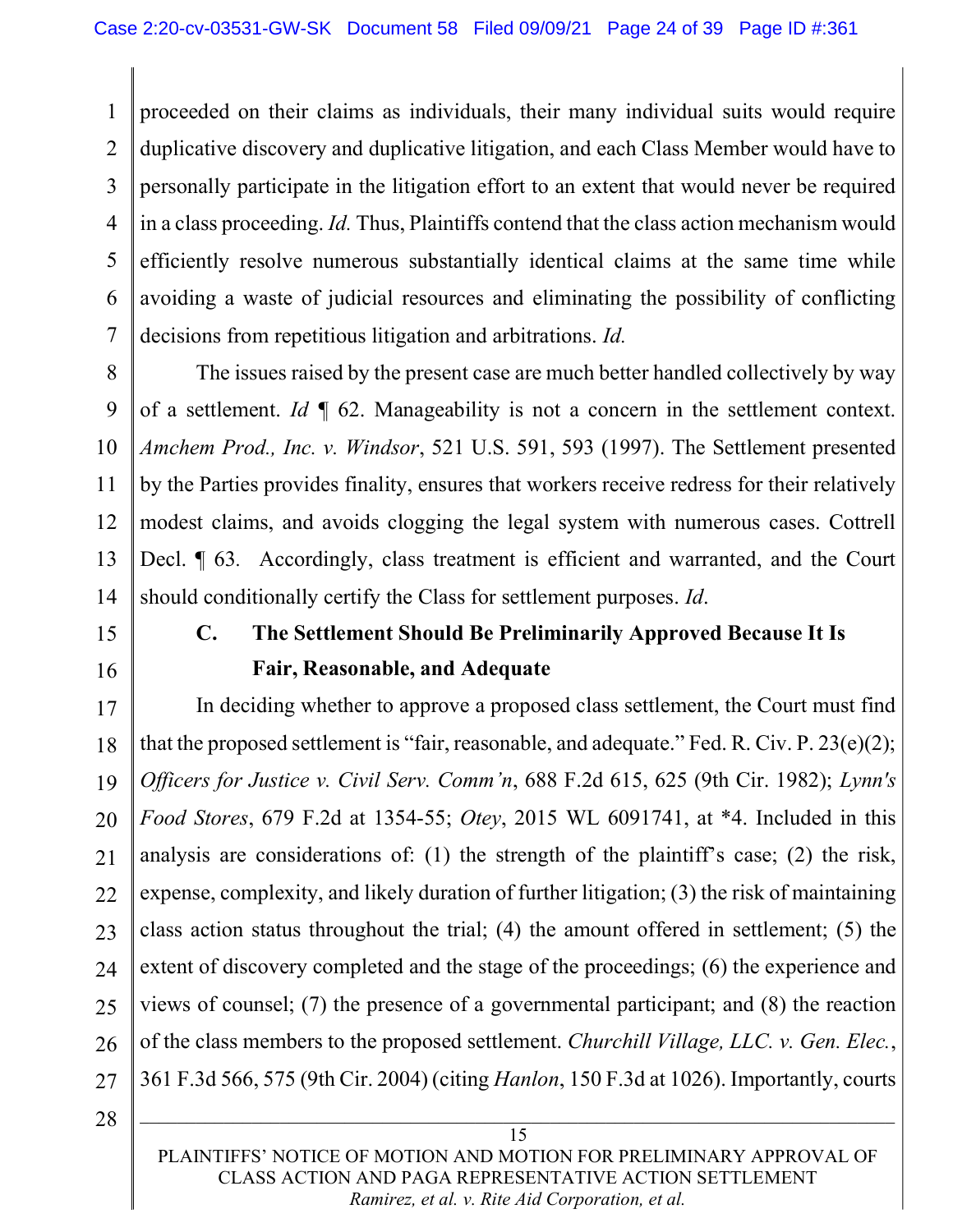proceeded on their claims as individuals, their many individual suits would require duplicative discovery and duplicative litigation, and each Class Member would have to personally participate in the litigation effort to an extent that would never be required in a class proceeding. *Id.* Thus, Plaintiffs contend that the class action mechanism would efficiently resolve numerous substantially identical claims at the same time while avoiding a waste of judicial resources and eliminating the possibility of conflicting decisions from repetitious litigation and arbitrations. *Id.*

The issues raised by the present case are much better handled collectively by way of a settlement. *Id* ¶ 62. Manageability is not a concern in the settlement context. *Amchem Prod., Inc. v. Windsor*, 521 U.S. 591, 593 (1997). The Settlement presented by the Parties provides finality, ensures that workers receive redress for their relatively modest claims, and avoids clogging the legal system with numerous cases. Cottrell Decl. ¶ 63. Accordingly, class treatment is efficient and warranted, and the Court should conditionally certify the Class for settlement purposes. *Id*.

### C. The Settlement Should Be Preliminarily Approved Because It Is Fair, Reasonable, and Adequate

In deciding whether to approve a proposed class settlement, the Court must find that the proposed settlement is "fair, reasonable, and adequate." Fed. R. Civ. P. 23(e)(2); *Officers for Justice v. Civil Serv. Comm'n*, 688 F.2d 615, 625 (9th Cir. 1982); *Lynn's Food Stores*, 679 F.2d at 1354-55; *Otey*, 2015 WL 6091741, at *4. Included in this analysis are considerations of: (1) the strength of the plaintiff's case; (2) the risk, expense, complexity, and likely duration of further litigation; (3) the risk of maintaining class action status throughout the trial; (4) the amount offered in settlement; (5) the extent of discovery completed and the stage of the proceedings; (6) the experience and views of counsel; (7) the presence of a governmental participant; and (8) the reaction of the class members to the proposed settlement. *Churchill Village, LLC. v. Gen. Elec.*, 361 F.3d 566, 575 (9th Cir. 2004) (citing *Hanlon*, 150 F.3d at 1026). Importantly, courts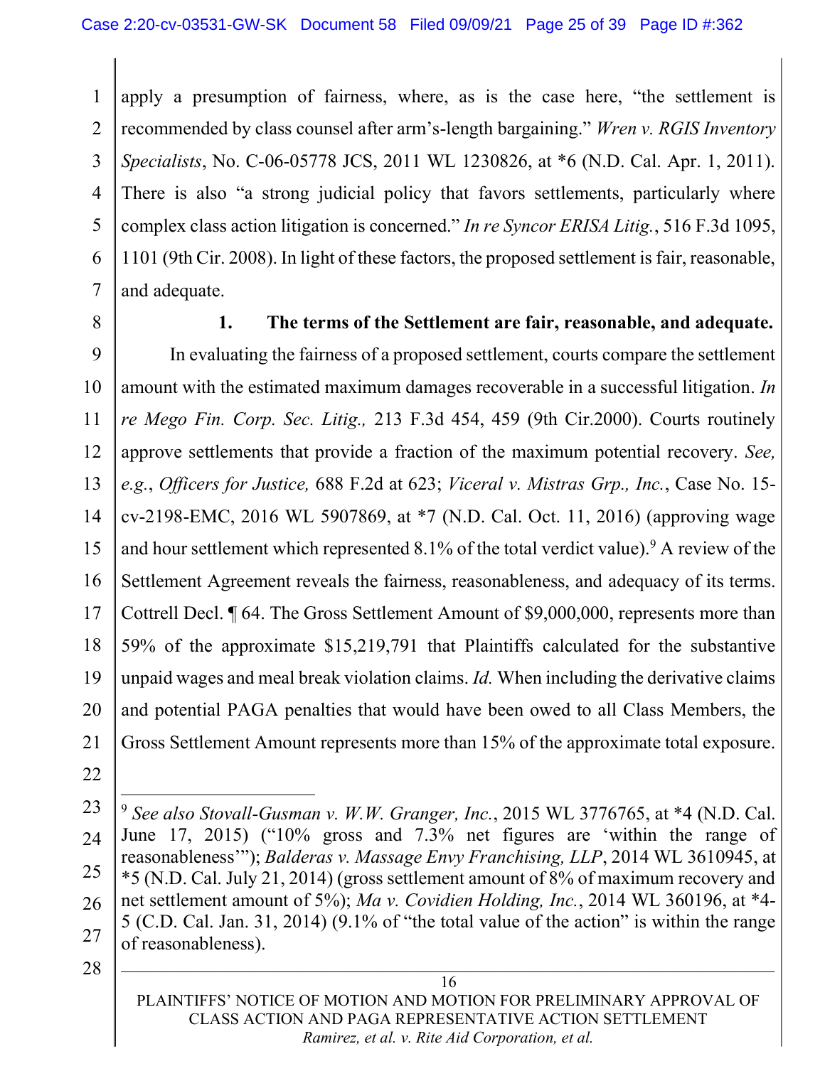apply a presumption of fairness, where, as is the case here, "the settlement is recommended by class counsel after arm's-length bargaining." *Wren v. RGIS Inventory Specialists*, No. C-06-05778 JCS, 2011 WL 1230826, at *6 (N.D. Cal. Apr. 1, 2011). There is also "a strong judicial policy that favors settlements, particularly where complex class action litigation is concerned." *In re Syncor ERISA Litig.*, 516 F.3d 1095, 1101 (9th Cir. 2008). In light of these factors, the proposed settlement is fair, reasonable, and adequate.

**1. The terms of the Settlement are fair, reasonable, and adequate.**

In evaluating the fairness of a proposed settlement, courts compare the settlement amount with the estimated maximum damages recoverable in a successful litigation. *In re Mego Fin. Corp. Sec. Litig.,* 213 F.3d 454, 459 (9th Cir.2000). Courts routinely approve settlements that provide a fraction of the maximum potential recovery. *See, e.g.*, *Officers for Justice,* 688 F.2d at 623; *Viceral v. Mistras Grp., Inc.*, Case No. 15-cv-2198-EMC, 2016 WL 5907869, at *7 (N.D. Cal. Oct. 11, 2016) (approving wage and hour settlement which represented 8.1% of the total verdict value).[9] A review of the Settlement Agreement reveals the fairness, reasonableness, and adequacy of its terms. Cottrell Decl. ¶ 64. The Gross Settlement Amount of $9,000,000, represents more than 59% of the approximate $15,219,791 that Plaintiffs calculated for the substantive unpaid wages and meal break violation claims. *Id.* When including the derivative claims and potential PAGA penalties that would have been owed to all Class Members, the Gross Settlement Amount represents more than 15% of the approximate total exposure.

---

[9] *See also Stovall-Gusman v. W.W. Granger, Inc.*, 2015 WL 3776765, at *4 (N.D. Cal. June 17, 2015) ("10% gross and 7.3% net figures are 'within the range of reasonableness'"); *Balderas v. Massage Envy Franchising, LLP*, 2014 WL 3610945, at *5 (N.D. Cal. July 21, 2014) (gross settlement amount of 8% of maximum recovery and net settlement amount of 5%); *Ma v. Covidien Holding, Inc.*, 2014 WL 360196, at *4-5 (C.D. Cal. Jan. 31, 2014) (9.1% of "the total value of the action" is within the range of reasonableness).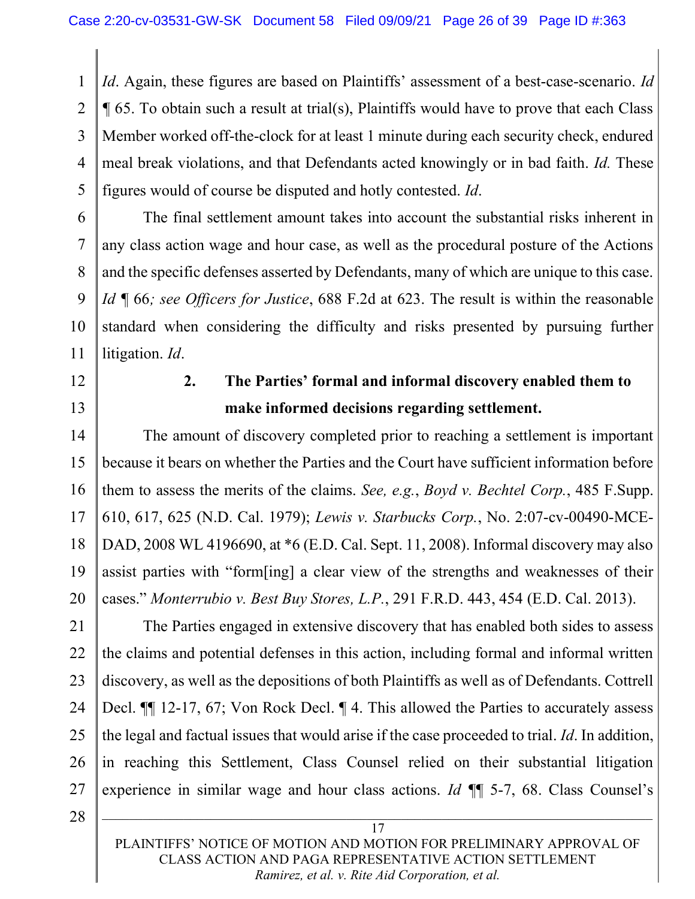*Id*. Again, these figures are based on Plaintiffs' assessment of a best-case-scenario. *Id* ¶ 65. To obtain such a result at trial(s), Plaintiffs would have to prove that each Class Member worked off-the-clock for at least 1 minute during each security check, endured meal break violations, and that Defendants acted knowingly or in bad faith. *Id.* These figures would of course be disputed and hotly contested. *Id*.

The final settlement amount takes into account the substantial risks inherent in any class action wage and hour case, as well as the procedural posture of the Actions and the specific defenses asserted by Defendants, many of which are unique to this case. *Id* ¶ 66*; see Officers for Justice*, 688 F.2d at 623. The result is within the reasonable standard when considering the difficulty and risks presented by pursuing further litigation. *Id*.

### 2. The Parties' formal and informal discovery enabled them to make informed decisions regarding settlement.

The amount of discovery completed prior to reaching a settlement is important because it bears on whether the Parties and the Court have sufficient information before them to assess the merits of the claims. *See, e.g.*, *Boyd v. Bechtel Corp.*, 485 F.Supp. 610, 617, 625 (N.D. Cal. 1979); *Lewis v. Starbucks Corp.*, No. 2:07-cv-00490-MCE-DAD, 2008 WL 4196690, at *6 (E.D. Cal. Sept. 11, 2008). Informal discovery may also assist parties with "form[ing] a clear view of the strengths and weaknesses of their cases." *Monterrubio v. Best Buy Stores, L.P.*, 291 F.R.D. 443, 454 (E.D. Cal. 2013).

The Parties engaged in extensive discovery that has enabled both sides to assess the claims and potential defenses in this action, including formal and informal written discovery, as well as the depositions of both Plaintiffs as well as of Defendants. Cottrell Decl. ¶¶ 12-17, 67; Von Rock Decl. ¶ 4. This allowed the Parties to accurately assess the legal and factual issues that would arise if the case proceeded to trial. *Id*. In addition, in reaching this Settlement, Class Counsel relied on their substantial litigation experience in similar wage and hour class actions. *Id* ¶¶ 5-7, 68. Class Counsel's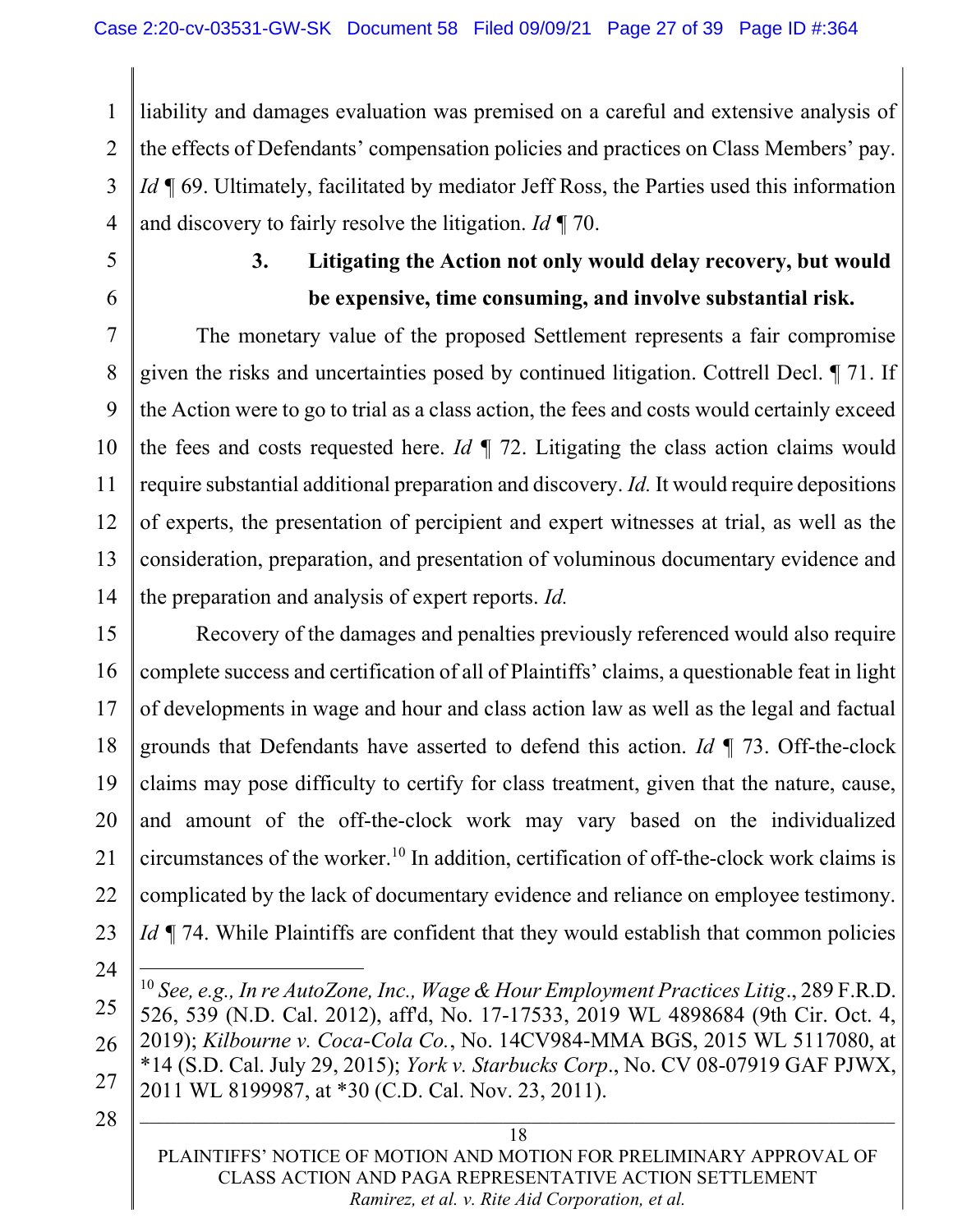liability and damages evaluation was premised on a careful and extensive analysis of the effects of Defendants' compensation policies and practices on Class Members' pay. *Id* ¶ 69. Ultimately, facilitated by mediator Jeff Ross, the Parties used this information and discovery to fairly resolve the litigation. *Id* ¶ 70.

### 3. Litigating the Action not only would delay recovery, but would be expensive, time consuming, and involve substantial risk.

The monetary value of the proposed Settlement represents a fair compromise given the risks and uncertainties posed by continued litigation. Cottrell Decl. ¶ 71. If the Action were to go to trial as a class action, the fees and costs would certainly exceed the fees and costs requested here. *Id* ¶ 72. Litigating the class action claims would require substantial additional preparation and discovery. *Id.* It would require depositions of experts, the presentation of percipient and expert witnesses at trial, as well as the consideration, preparation, and presentation of voluminous documentary evidence and the preparation and analysis of expert reports. *Id.*

Recovery of the damages and penalties previously referenced would also require complete success and certification of all of Plaintiffs' claims, a questionable feat in light of developments in wage and hour and class action law as well as the legal and factual grounds that Defendants have asserted to defend this action. *Id* ¶ 73. Off-the-clock claims may pose difficulty to certify for class treatment, given that the nature, cause, and amount of the off-the-clock work may vary based on the individualized circumstances of the worker.[10] In addition, certification of off-the-clock work claims is complicated by the lack of documentary evidence and reliance on employee testimony. *Id* ¶ 74. While Plaintiffs are confident that they would establish that common policies

---

[10] *See, e.g., In re AutoZone, Inc., Wage & Hour Employment Practices Litig.*, 289 F.R.D. 526, 539 (N.D. Cal. 2012), aff'd, No. 17-17533, 2019 WL 4898684 (9th Cir. Oct. 4, 2019); *Kilbourne v. Coca-Cola Co.*, No. 14CV984-MMA BGS, 2015 WL 5117080, at \*14 (S.D. Cal. July 29, 2015); *York v. Starbucks Corp.*, No. CV 08-07919 GAF PJWX, 2011 WL 8199987, at \*30 (C.D. Cal. Nov. 23, 2011).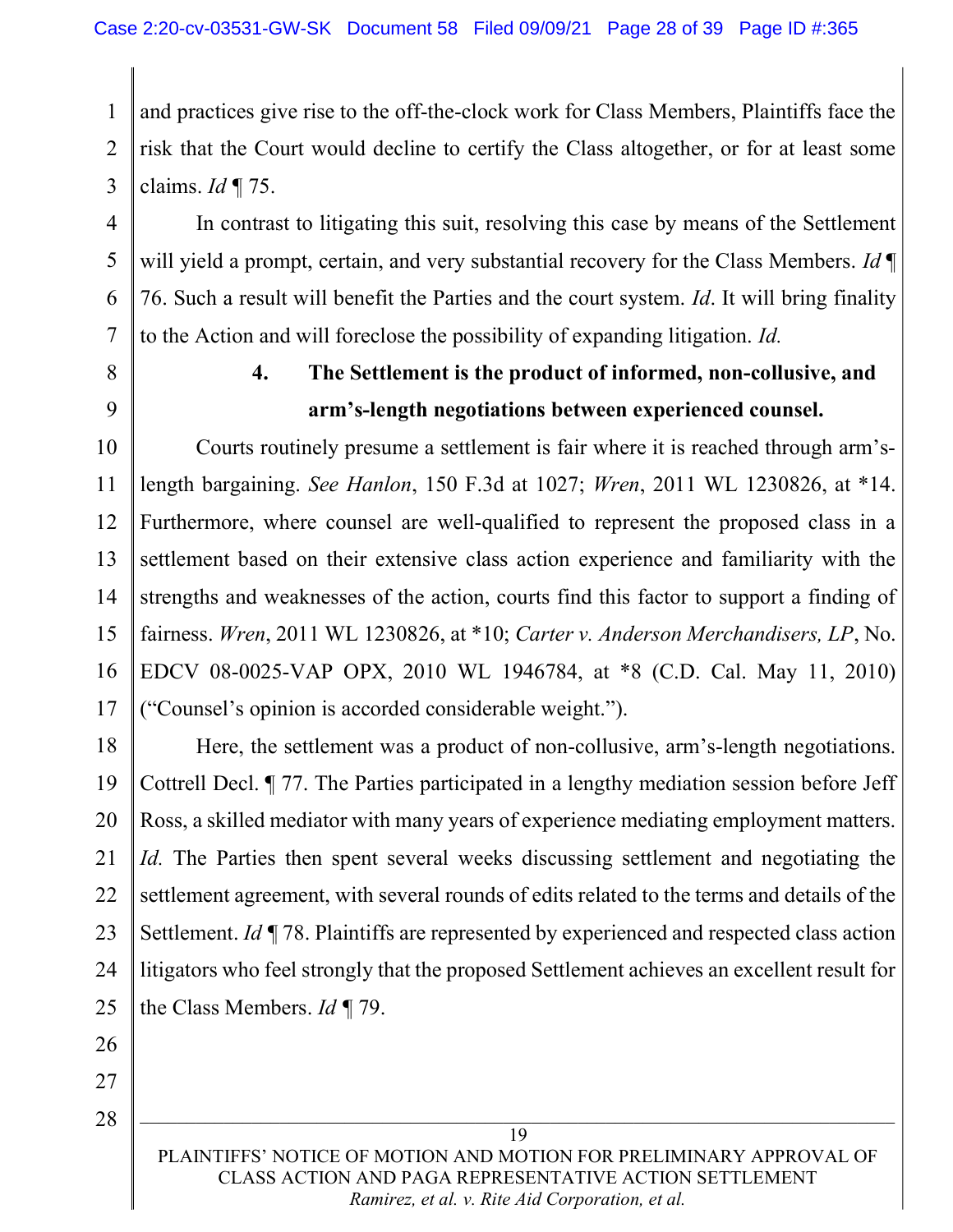and practices give rise to the off-the-clock work for Class Members, Plaintiffs face the risk that the Court would decline to certify the Class altogether, or for at least some claims. *Id* ¶ 75.

In contrast to litigating this suit, resolving this case by means of the Settlement will yield a prompt, certain, and very substantial recovery for the Class Members. *Id* ¶ 76. Such a result will benefit the Parties and the court system. *Id*. It will bring finality to the Action and will foreclose the possibility of expanding litigation. *Id.*

**4. The Settlement is the product of informed, non-collusive, and arm's-length negotiations between experienced counsel.**

Courts routinely presume a settlement is fair where it is reached through arm's-length bargaining. *See Hanlon*, 150 F.3d at 1027; *Wren*, 2011 WL 1230826, at *14. Furthermore, where counsel are well-qualified to represent the proposed class in a settlement based on their extensive class action experience and familiarity with the strengths and weaknesses of the action, courts find this factor to support a finding of fairness. *Wren*, 2011 WL 1230826, at *10; *Carter v. Anderson Merchandisers, LP*, No. EDCV 08-0025-VAP OPX, 2010 WL 1946784, at *8 (C.D. Cal. May 11, 2010) ("Counsel's opinion is accorded considerable weight.").

Here, the settlement was a product of non-collusive, arm's-length negotiations. Cottrell Decl. ¶ 77. The Parties participated in a lengthy mediation session before Jeff Ross, a skilled mediator with many years of experience mediating employment matters. *Id.* The Parties then spent several weeks discussing settlement and negotiating the settlement agreement, with several rounds of edits related to the terms and details of the Settlement. *Id* ¶ 78. Plaintiffs are represented by experienced and respected class action litigators who feel strongly that the proposed Settlement achieves an excellent result for the Class Members. *Id* ¶ 79.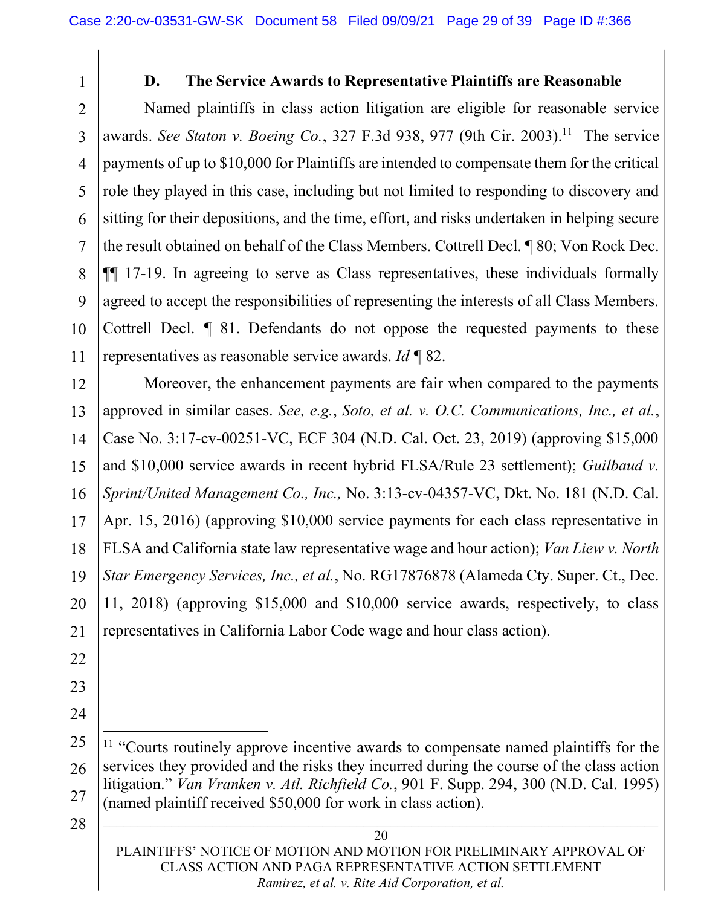### D. The Service Awards to Representative Plaintiffs are Reasonable

Named plaintiffs in class action litigation are eligible for reasonable service awards. *See Staton v. Boeing Co.*, 327 F.3d 938, 977 (9th Cir. 2003).[11] The service payments of up to $10,000 for Plaintiffs are intended to compensate them for the critical role they played in this case, including but not limited to responding to discovery and sitting for their depositions, and the time, effort, and risks undertaken in helping secure the result obtained on behalf of the Class Members. Cottrell Decl. ¶ 80; Von Rock Dec. ¶¶ 17-19. In agreeing to serve as Class representatives, these individuals formally agreed to accept the responsibilities of representing the interests of all Class Members. Cottrell Decl. ¶ 81. Defendants do not oppose the requested payments to these representatives as reasonable service awards. *Id* ¶ 82.

Moreover, the enhancement payments are fair when compared to the payments approved in similar cases. *See, e.g.*, *Soto, et al. v. O.C. Communications, Inc., et al.*, Case No. 3:17-cv-00251-VC, ECF 304 (N.D. Cal. Oct. 23, 2019) (approving $15,000 and $10,000 service awards in recent hybrid FLSA/Rule 23 settlement); *Guilbaud v. Sprint/United Management Co., Inc.,* No. 3:13-cv-04357-VC, Dkt. No. 181 (N.D. Cal. Apr. 15, 2016) (approving $10,000 service payments for each class representative in FLSA and California state law representative wage and hour action); *Van Liew v. North Star Emergency Services, Inc., et al.*, No. RG17876878 (Alameda Cty. Super. Ct., Dec. 11, 2018) (approving $15,000 and $10,000 service awards, respectively, to class representatives in California Labor Code wage and hour class action).

---

[11] "Courts routinely approve incentive awards to compensate named plaintiffs for the services they provided and the risks they incurred during the course of the class action litigation." *Van Vranken v. Atl. Richfield Co.*, 901 F. Supp. 294, 300 (N.D. Cal. 1995) (named plaintiff received $50,000 for work in class action).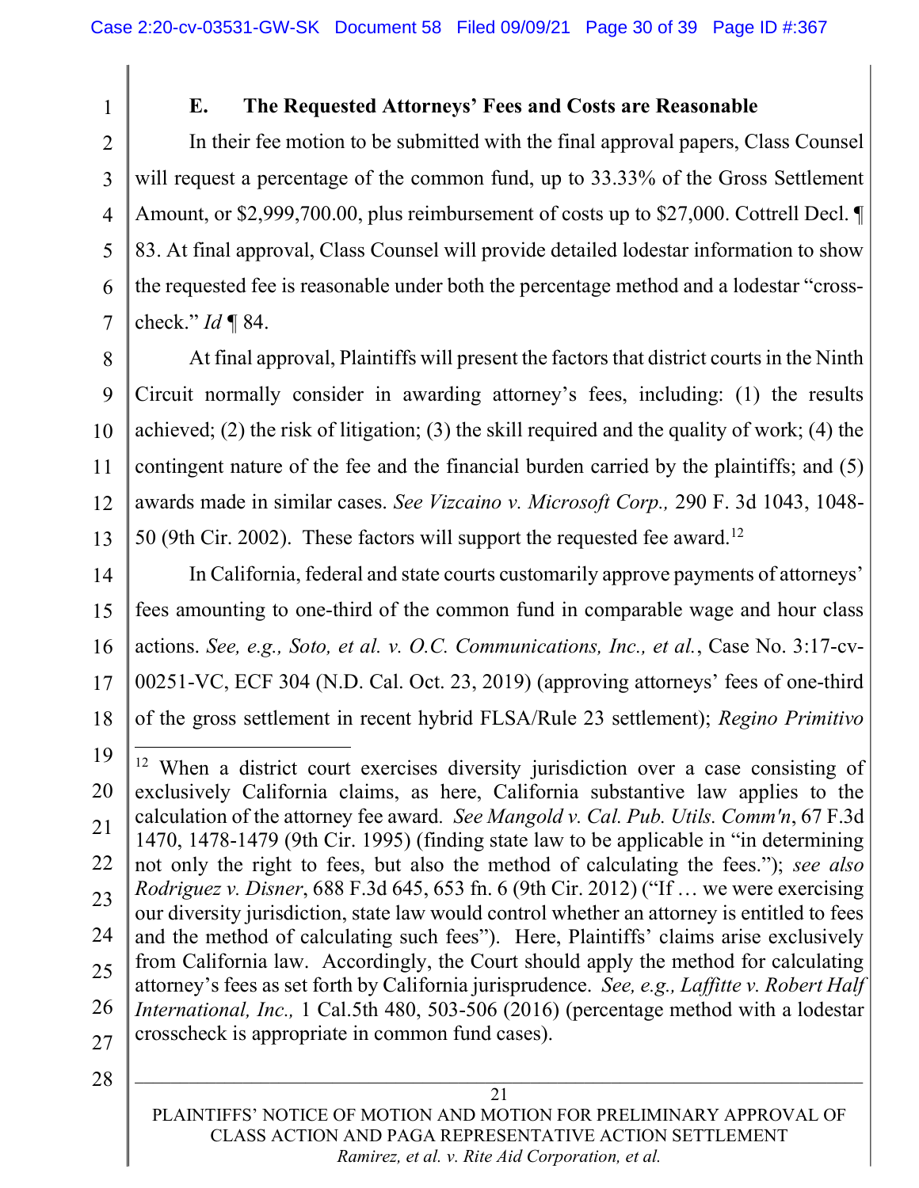### E. The Requested Attorneys' Fees and Costs are Reasonable

In their fee motion to be submitted with the final approval papers, Class Counsel will request a percentage of the common fund, up to 33.33% of the Gross Settlement Amount, or $2,999,700.00, plus reimbursement of costs up to $27,000. Cottrell Decl. ¶ 83. At final approval, Class Counsel will provide detailed lodestar information to show the requested fee is reasonable under both the percentage method and a lodestar "cross-check." *Id* ¶ 84.

At final approval, Plaintiffs will present the factors that district courts in the Ninth Circuit normally consider in awarding attorney's fees, including: (1) the results achieved; (2) the risk of litigation; (3) the skill required and the quality of work; (4) the contingent nature of the fee and the financial burden carried by the plaintiffs; and (5) awards made in similar cases. *See Vizcaino v. Microsoft Corp.,* 290 F. 3d 1043, 1048-50 (9th Cir. 2002). These factors will support the requested fee award.[12]

In California, federal and state courts customarily approve payments of attorneys' fees amounting to one-third of the common fund in comparable wage and hour class actions. *See, e.g., Soto, et al. v. O.C. Communications, Inc., et al.*, Case No. 3:17-cv-00251-VC, ECF 304 (N.D. Cal. Oct. 23, 2019) (approving attorneys' fees of one-third of the gross settlement in recent hybrid FLSA/Rule 23 settlement); *Regino Primitivo*

---

[12] When a district court exercises diversity jurisdiction over a case consisting of exclusively California claims, as here, California substantive law applies to the calculation of the attorney fee award. *See Mangold v. Cal. Pub. Utils. Comm'n*, 67 F.3d 1470, 1478-1479 (9th Cir. 1995) (finding state law to be applicable in "in determining not only the right to fees, but also the method of calculating the fees."); *see also Rodriguez v. Disner*, 688 F.3d 645, 653 fn. 6 (9th Cir. 2012) ("If … we were exercising our diversity jurisdiction, state law would control whether an attorney is entitled to fees and the method of calculating such fees"). Here, Plaintiffs' claims arise exclusively from California law. Accordingly, the Court should apply the method for calculating attorney's fees as set forth by California jurisprudence. *See, e.g., Laffitte v. Robert Half International, Inc.,* 1 Cal.5th 480, 503-506 (2016) (percentage method with a lodestar crosscheck is appropriate in common fund cases).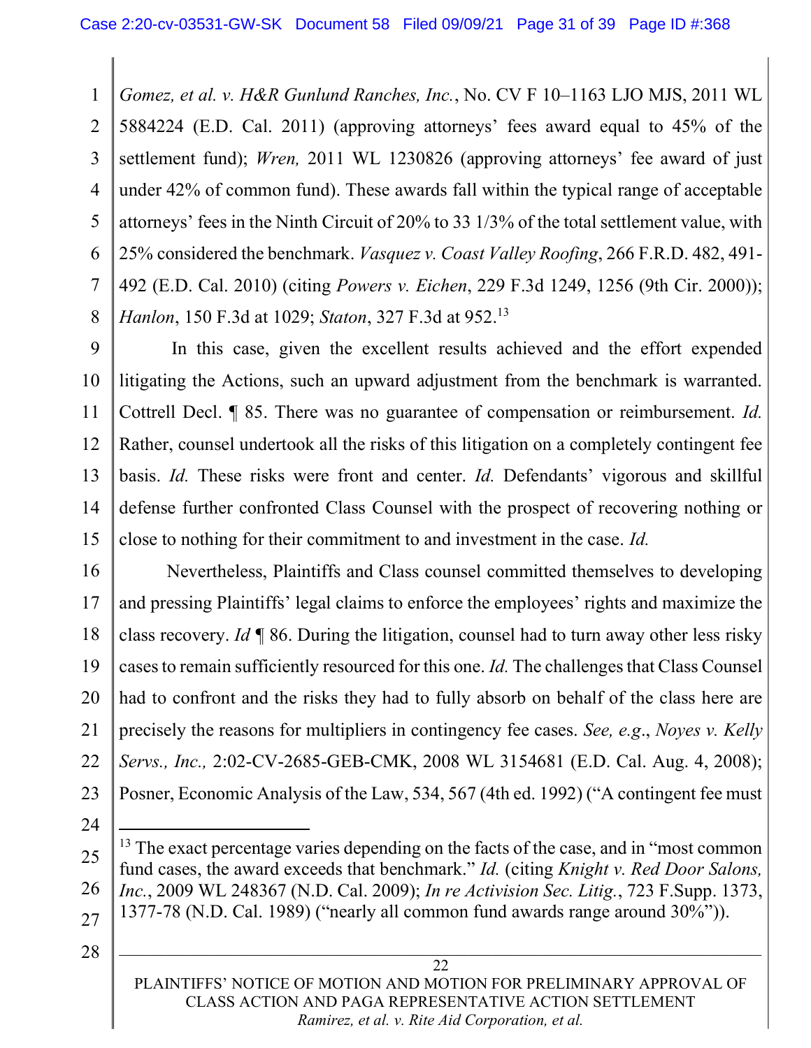*Gomez, et al. v. H&R Gunlund Ranches, Inc.*, No. CV F 10–1163 LJO MJS, 2011 WL 5884224 (E.D. Cal. 2011) (approving attorneys' fees award equal to 45% of the settlement fund); *Wren,* 2011 WL 1230826 (approving attorneys' fee award of just under 42% of common fund). These awards fall within the typical range of acceptable attorneys' fees in the Ninth Circuit of 20% to 33 1/3% of the total settlement value, with 25% considered the benchmark. *Vasquez v. Coast Valley Roofing*, 266 F.R.D. 482, 491-492 (E.D. Cal. 2010) (citing *Powers v. Eichen*, 229 F.3d 1249, 1256 (9th Cir. 2000)); *Hanlon*, 150 F.3d at 1029; *Staton*, 327 F.3d at 952.[13]

In this case, given the excellent results achieved and the effort expended litigating the Actions, such an upward adjustment from the benchmark is warranted. Cottrell Decl. ¶ 85. There was no guarantee of compensation or reimbursement. *Id.* Rather, counsel undertook all the risks of this litigation on a completely contingent fee basis. *Id.* These risks were front and center. *Id.* Defendants' vigorous and skillful defense further confronted Class Counsel with the prospect of recovering nothing or close to nothing for their commitment to and investment in the case. *Id.*

Nevertheless, Plaintiffs and Class counsel committed themselves to developing and pressing Plaintiffs' legal claims to enforce the employees' rights and maximize the class recovery. *Id* ¶ 86. During the litigation, counsel had to turn away other less risky cases to remain sufficiently resourced for this one. *Id.* The challenges that Class Counsel had to confront and the risks they had to fully absorb on behalf of the class here are precisely the reasons for multipliers in contingency fee cases. *See, e.g.*, *Noyes v. Kelly Servs., Inc.,* 2:02-CV-2685-GEB-CMK, 2008 WL 3154681 (E.D. Cal. Aug. 4, 2008); Posner, Economic Analysis of the Law, 534, 567 (4th ed. 1992) ("A contingent fee must

---

[13] The exact percentage varies depending on the facts of the case, and in "most common fund cases, the award exceeds that benchmark." *Id.* (citing *Knight v. Red Door Salons, Inc.*, 2009 WL 248367 (N.D. Cal. 2009); *In re Activision Sec. Litig.*, 723 F.Supp. 1373, 1377-78 (N.D. Cal. 1989) ("nearly all common fund awards range around 30%")).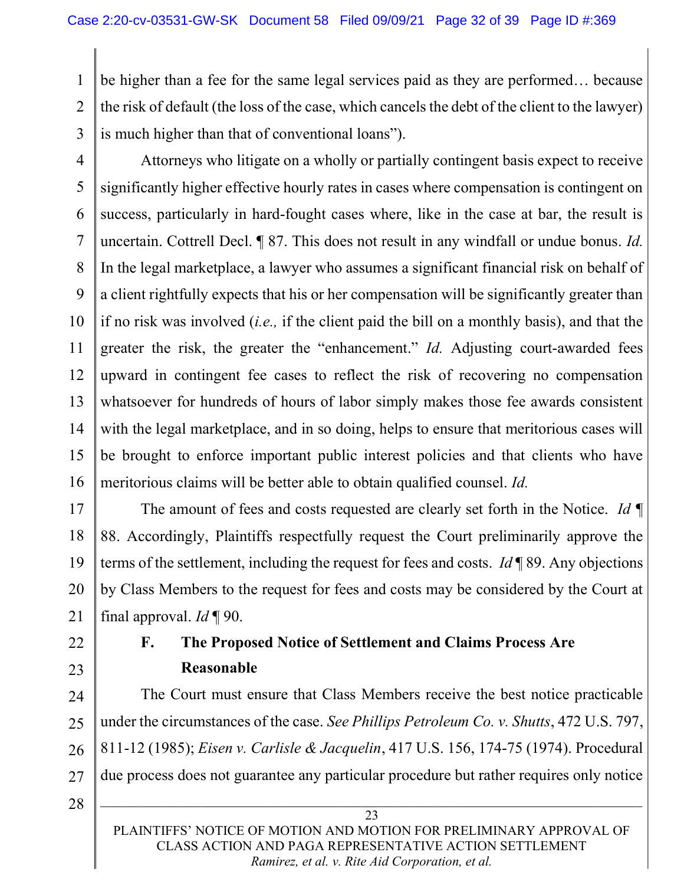be higher than a fee for the same legal services paid as they are performed… because the risk of default (the loss of the case, which cancels the debt of the client to the lawyer) is much higher than that of conventional loans").

Attorneys who litigate on a wholly or partially contingent basis expect to receive significantly higher effective hourly rates in cases where compensation is contingent on success, particularly in hard-fought cases where, like in the case at bar, the result is uncertain. Cottrell Decl. ¶ 87. This does not result in any windfall or undue bonus. *Id.* In the legal marketplace, a lawyer who assumes a significant financial risk on behalf of a client rightfully expects that his or her compensation will be significantly greater than if no risk was involved (*i.e.,* if the client paid the bill on a monthly basis), and that the greater the risk, the greater the "enhancement." *Id.* Adjusting court-awarded fees upward in contingent fee cases to reflect the risk of recovering no compensation whatsoever for hundreds of hours of labor simply makes those fee awards consistent with the legal marketplace, and in so doing, helps to ensure that meritorious cases will be brought to enforce important public interest policies and that clients who have meritorious claims will be better able to obtain qualified counsel. *Id.*

The amount of fees and costs requested are clearly set forth in the Notice. *Id* ¶ 88. Accordingly, Plaintiffs respectfully request the Court preliminarily approve the terms of the settlement, including the request for fees and costs. *Id* ¶ 89. Any objections by Class Members to the request for fees and costs may be considered by the Court at final approval. *Id* ¶ 90.

### F. The Proposed Notice of Settlement and Claims Process Are Reasonable

The Court must ensure that Class Members receive the best notice practicable under the circumstances of the case. *See Phillips Petroleum Co. v. Shutts*, 472 U.S. 797, 811-12 (1985); *Eisen v. Carlisle & Jacquelin*, 417 U.S. 156, 174-75 (1974). Procedural due process does not guarantee any particular procedure but rather requires only notice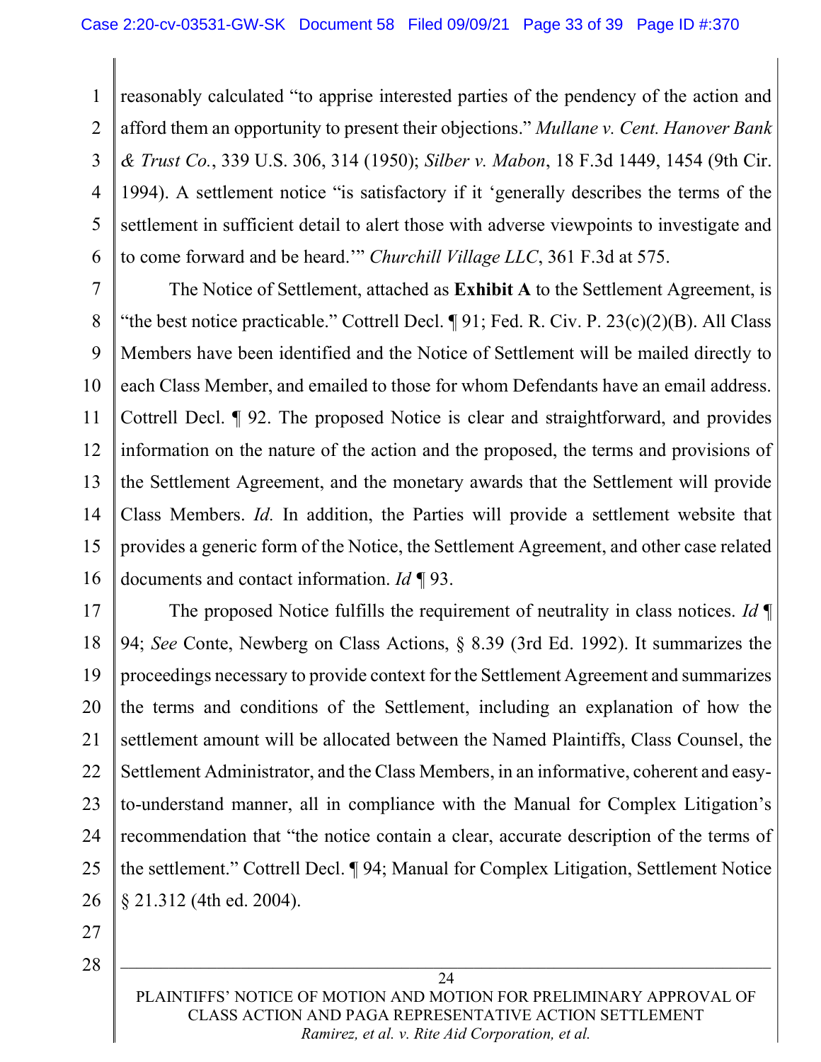reasonably calculated "to apprise interested parties of the pendency of the action and afford them an opportunity to present their objections." *Mullane v. Cent. Hanover Bank & Trust Co.*, 339 U.S. 306, 314 (1950); *Silber v. Mabon*, 18 F.3d 1449, 1454 (9th Cir. 1994). A settlement notice "is satisfactory if it 'generally describes the terms of the settlement in sufficient detail to alert those with adverse viewpoints to investigate and to come forward and be heard.'" *Churchill Village LLC*, 361 F.3d at 575.

The Notice of Settlement, attached as **Exhibit A** to the Settlement Agreement, is "the best notice practicable." Cottrell Decl. ¶ 91; Fed. R. Civ. P. 23(c)(2)(B). All Class Members have been identified and the Notice of Settlement will be mailed directly to each Class Member, and emailed to those for whom Defendants have an email address. Cottrell Decl. ¶ 92. The proposed Notice is clear and straightforward, and provides information on the nature of the action and the proposed, the terms and provisions of the Settlement Agreement, and the monetary awards that the Settlement will provide Class Members. *Id.* In addition, the Parties will provide a settlement website that provides a generic form of the Notice, the Settlement Agreement, and other case related documents and contact information. *Id* ¶ 93.

The proposed Notice fulfills the requirement of neutrality in class notices. *Id* ¶ 94; *See* Conte, Newberg on Class Actions, § 8.39 (3rd Ed. 1992). It summarizes the proceedings necessary to provide context for the Settlement Agreement and summarizes the terms and conditions of the Settlement, including an explanation of how the settlement amount will be allocated between the Named Plaintiffs, Class Counsel, the Settlement Administrator, and the Class Members, in an informative, coherent and easy-to-understand manner, all in compliance with the Manual for Complex Litigation's recommendation that "the notice contain a clear, accurate description of the terms of the settlement." Cottrell Decl. ¶ 94; Manual for Complex Litigation, Settlement Notice § 21.312 (4th ed. 2004).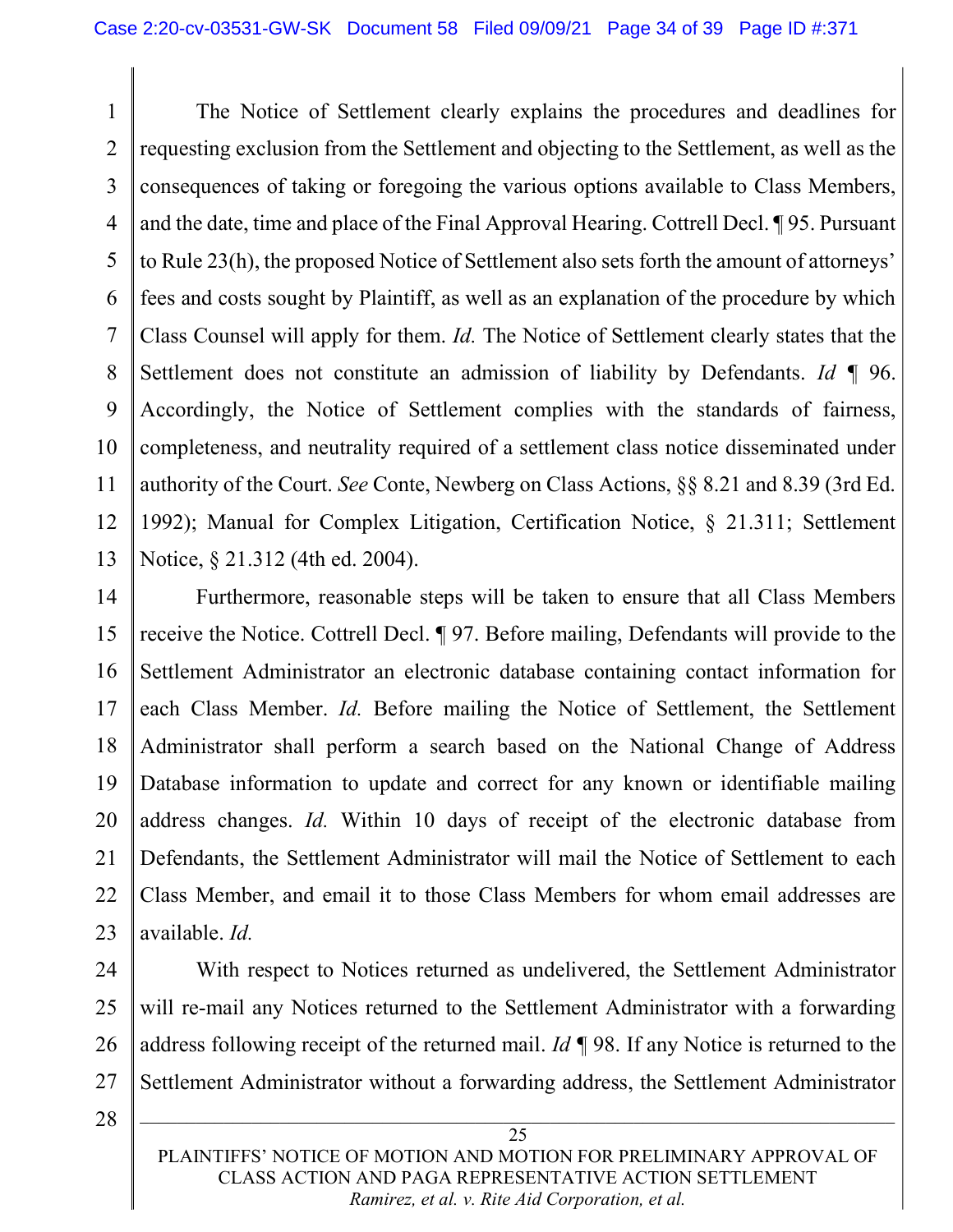The Notice of Settlement clearly explains the procedures and deadlines for requesting exclusion from the Settlement and objecting to the Settlement, as well as the consequences of taking or foregoing the various options available to Class Members, and the date, time and place of the Final Approval Hearing. Cottrell Decl. ¶ 95. Pursuant to Rule 23(h), the proposed Notice of Settlement also sets forth the amount of attorneys' fees and costs sought by Plaintiff, as well as an explanation of the procedure by which Class Counsel will apply for them. *Id.* The Notice of Settlement clearly states that the Settlement does not constitute an admission of liability by Defendants. *Id* ¶ 96. Accordingly, the Notice of Settlement complies with the standards of fairness, completeness, and neutrality required of a settlement class notice disseminated under authority of the Court. *See* Conte, Newberg on Class Actions, §§ 8.21 and 8.39 (3rd Ed. 1992); Manual for Complex Litigation, Certification Notice, § 21.311; Settlement Notice, § 21.312 (4th ed. 2004).

Furthermore, reasonable steps will be taken to ensure that all Class Members receive the Notice. Cottrell Decl. ¶ 97. Before mailing, Defendants will provide to the Settlement Administrator an electronic database containing contact information for each Class Member. *Id.* Before mailing the Notice of Settlement, the Settlement Administrator shall perform a search based on the National Change of Address Database information to update and correct for any known or identifiable mailing address changes. *Id.* Within 10 days of receipt of the electronic database from Defendants, the Settlement Administrator will mail the Notice of Settlement to each Class Member, and email it to those Class Members for whom email addresses are available. *Id.*

With respect to Notices returned as undelivered, the Settlement Administrator will re-mail any Notices returned to the Settlement Administrator with a forwarding address following receipt of the returned mail. *Id* ¶ 98. If any Notice is returned to the Settlement Administrator without a forwarding address, the Settlement Administrator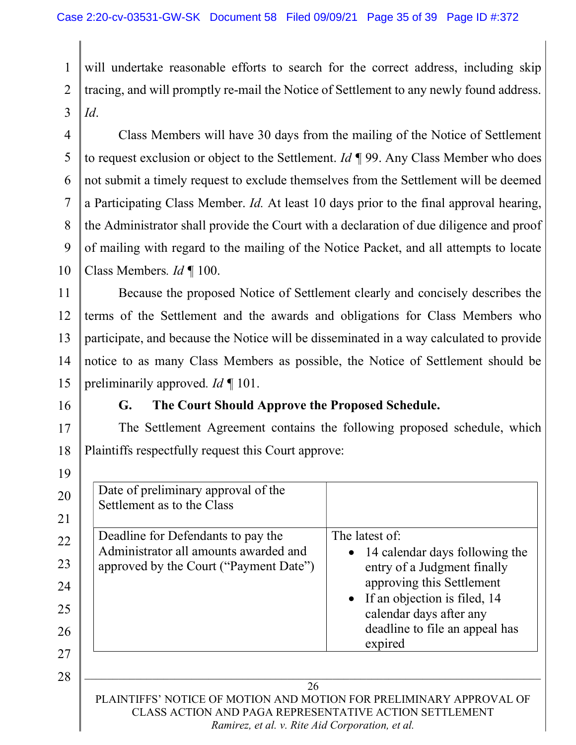will undertake reasonable efforts to search for the correct address, including skip tracing, and will promptly re-mail the Notice of Settlement to any newly found address. *Id*.

Class Members will have 30 days from the mailing of the Notice of Settlement to request exclusion or object to the Settlement. *Id* ¶ 99. Any Class Member who does not submit a timely request to exclude themselves from the Settlement will be deemed a Participating Class Member. *Id.* At least 10 days prior to the final approval hearing, the Administrator shall provide the Court with a declaration of due diligence and proof of mailing with regard to the mailing of the Notice Packet, and all attempts to locate Class Members. *Id* ¶ 100.

Because the proposed Notice of Settlement clearly and concisely describes the terms of the Settlement and the awards and obligations for Class Members who participate, and because the Notice will be disseminated in a way calculated to provide notice to as many Class Members as possible, the Notice of Settlement should be preliminarily approved. *Id* ¶ 101.

### G. The Court Should Approve the Proposed Schedule.

The Settlement Agreement contains the following proposed schedule, which Plaintiffs respectfully request this Court approve:

| Date of preliminary approval of the Settlement as to the Class | |
|---|---|
| Deadline for Defendants to pay the Administrator all amounts awarded and approved by the Court ("Payment Date") | The latest of: <br>• 14 calendar days following the entry of a Judgment finally approving this Settlement <br>• If an objection is filed, 14 calendar days after any deadline to file an appeal has expired |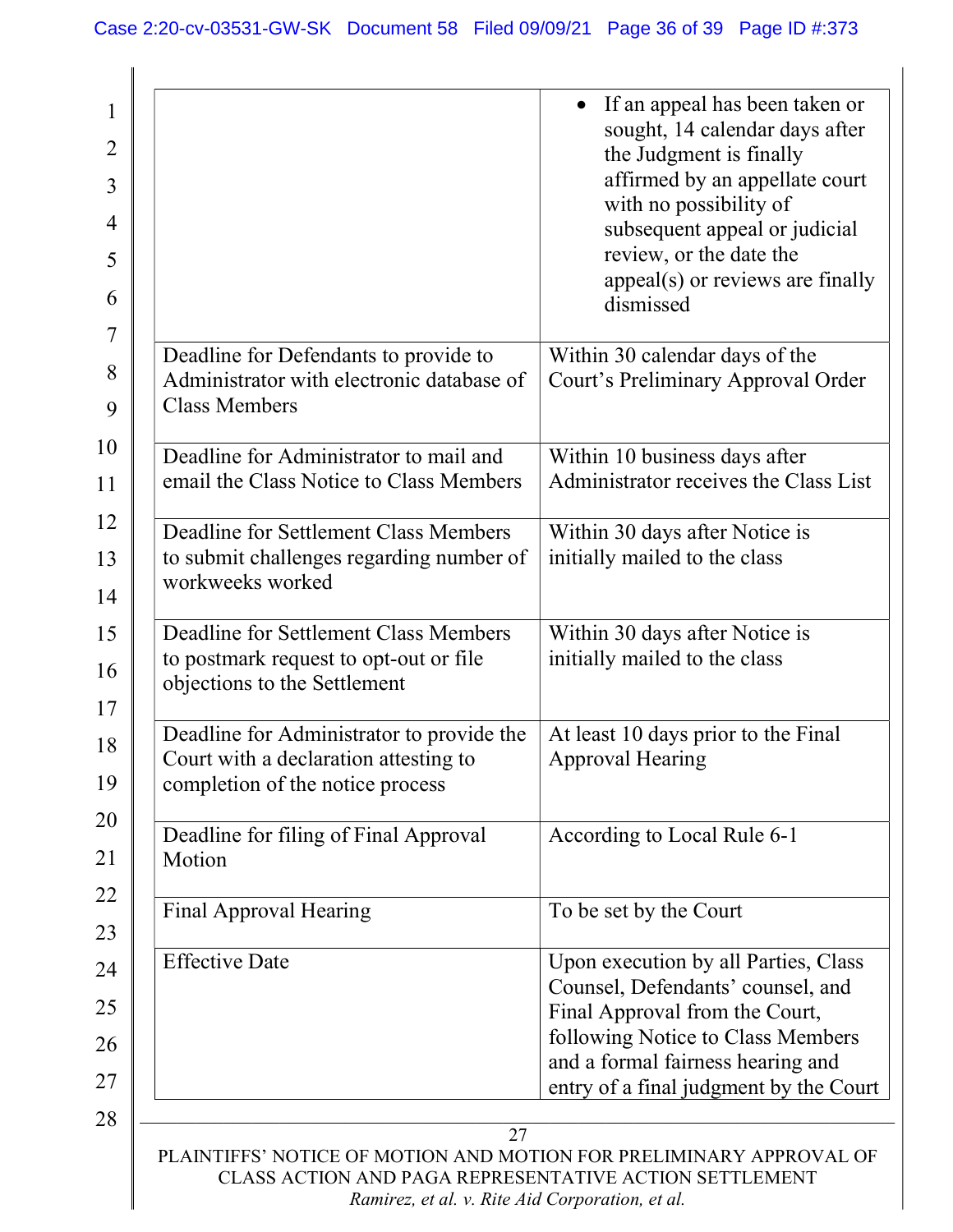| | |
|---|---|
| | • If an appeal has been taken or sought, 14 calendar days after the Judgment is finally affirmed by an appellate court with no possibility of subsequent appeal or judicial review, or the date the appeal(s) or reviews are finally dismissed |
| Deadline for Defendants to provide to Administrator with electronic database of Class Members | Within 30 calendar days of the Court's Preliminary Approval Order |
| Deadline for Administrator to mail and email the Class Notice to Class Members | Within 10 business days after Administrator receives the Class List |
| Deadline for Settlement Class Members to submit challenges regarding number of workweeks worked | Within 30 days after Notice is initially mailed to the class |
| Deadline for Settlement Class Members to postmark request to opt-out or file objections to the Settlement | Within 30 days after Notice is initially mailed to the class |
| Deadline for Administrator to provide the Court with a declaration attesting to completion of the notice process | At least 10 days prior to the Final Approval Hearing |
| Deadline for filing of Final Approval Motion | According to Local Rule 6-1 |
| Final Approval Hearing | To be set by the Court |
| Effective Date | Upon execution by all Parties, Class Counsel, Defendants' counsel, and Final Approval from the Court, following Notice to Class Members and a formal fairness hearing and entry of a final judgment by the Court |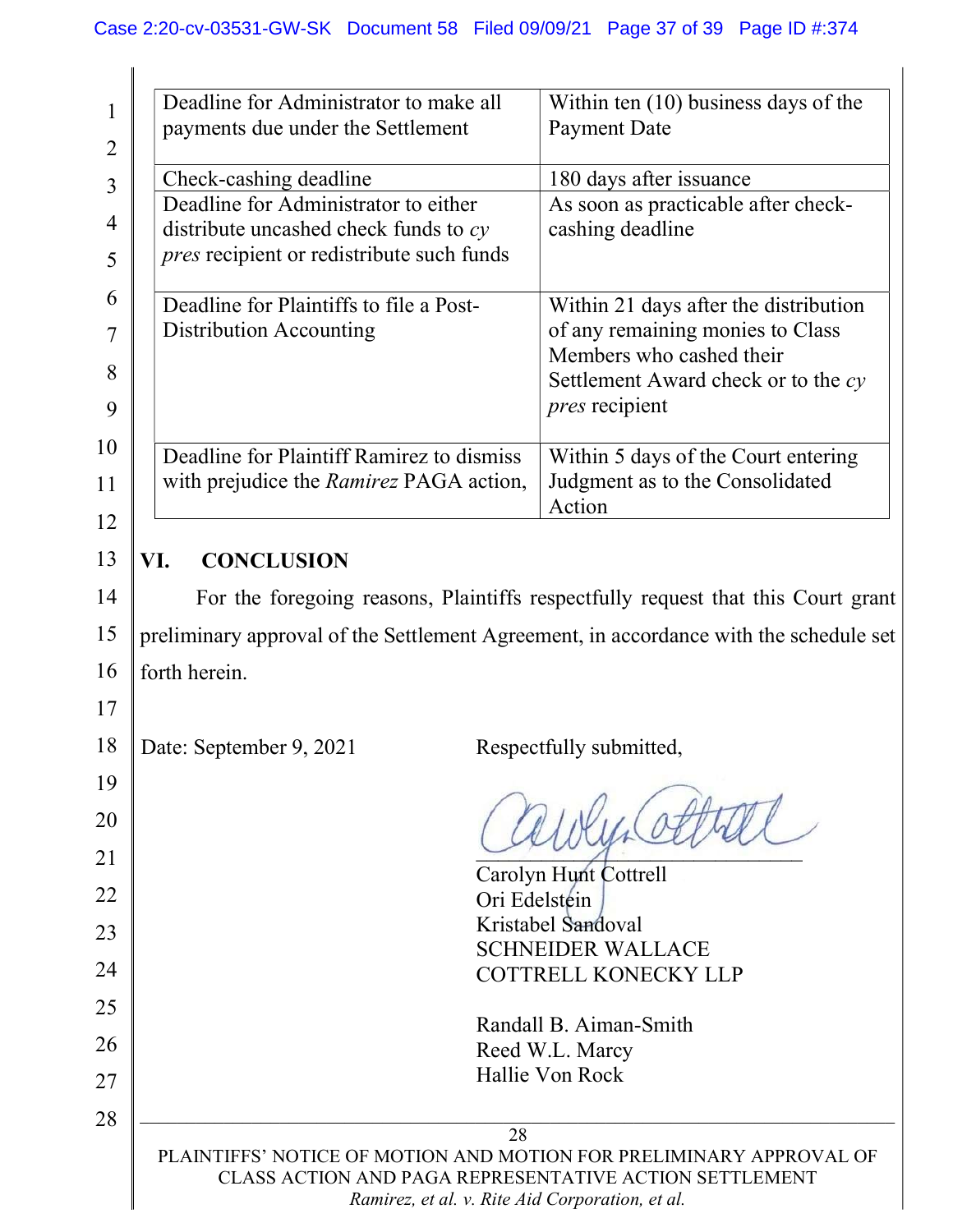| | |
|---|---|
| Deadline for Administrator to make all payments due under the Settlement | Within ten (10) business days of the Payment Date |
| Check-cashing deadline | 180 days after issuance |
| Deadline for Administrator to either distribute uncashed check funds to *cy pres* recipient or redistribute such funds | As soon as practicable after check-cashing deadline |
| Deadline for Plaintiffs to file a Post-Distribution Accounting | Within 21 days after the distribution of any remaining monies to Class Members who cashed their Settlement Award check or to the *cy pres* recipient |
| Deadline for Plaintiff Ramirez to dismiss with prejudice the *Ramirez* PAGA action, | Within 5 days of the Court entering Judgment as to the Consolidated Action |

## VI. CONCLUSION

For the foregoing reasons, Plaintiffs respectfully request that this Court grant preliminary approval of the Settlement Agreement, in accordance with the schedule set forth herein.

Date: September 9, 2021

Respectfully submitted,

Carolyn Hunt Cottrell
Ori Edelstein
Kristabel Sandoval
SCHNEIDER WALLACE
COTTRELL KONECKY LLP

Randall B. Aiman-Smith
Reed W.L. Marcy
Hallie Von Rock

PLAINTIFFS' NOTICE OF MOTION AND MOTION FOR PRELIMINARY APPROVAL OF CLASS ACTION AND PAGA REPRESENTATIVE ACTION SETTLEMENT
*Ramirez, et al. v. Rite Aid Corporation, et al.*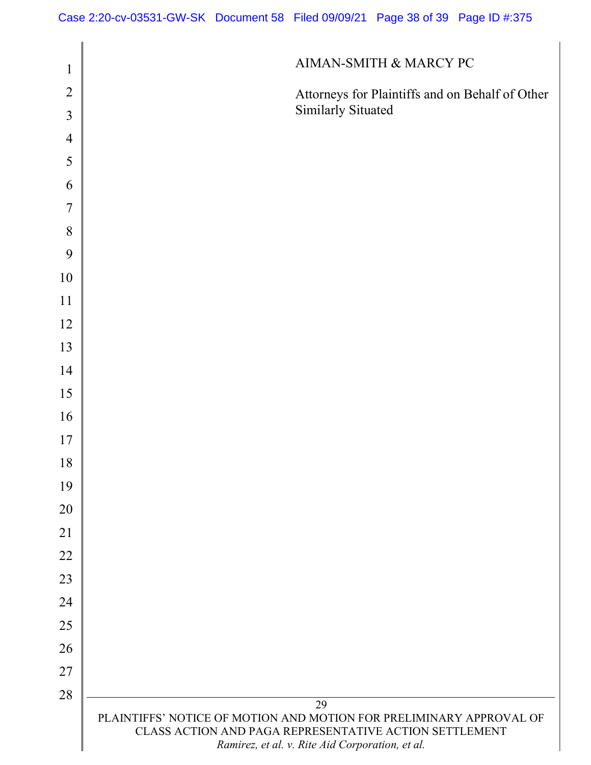AIMAN-SMITH & MARCY PC

Attorneys for Plaintiffs and on Behalf of Other Similarly Situated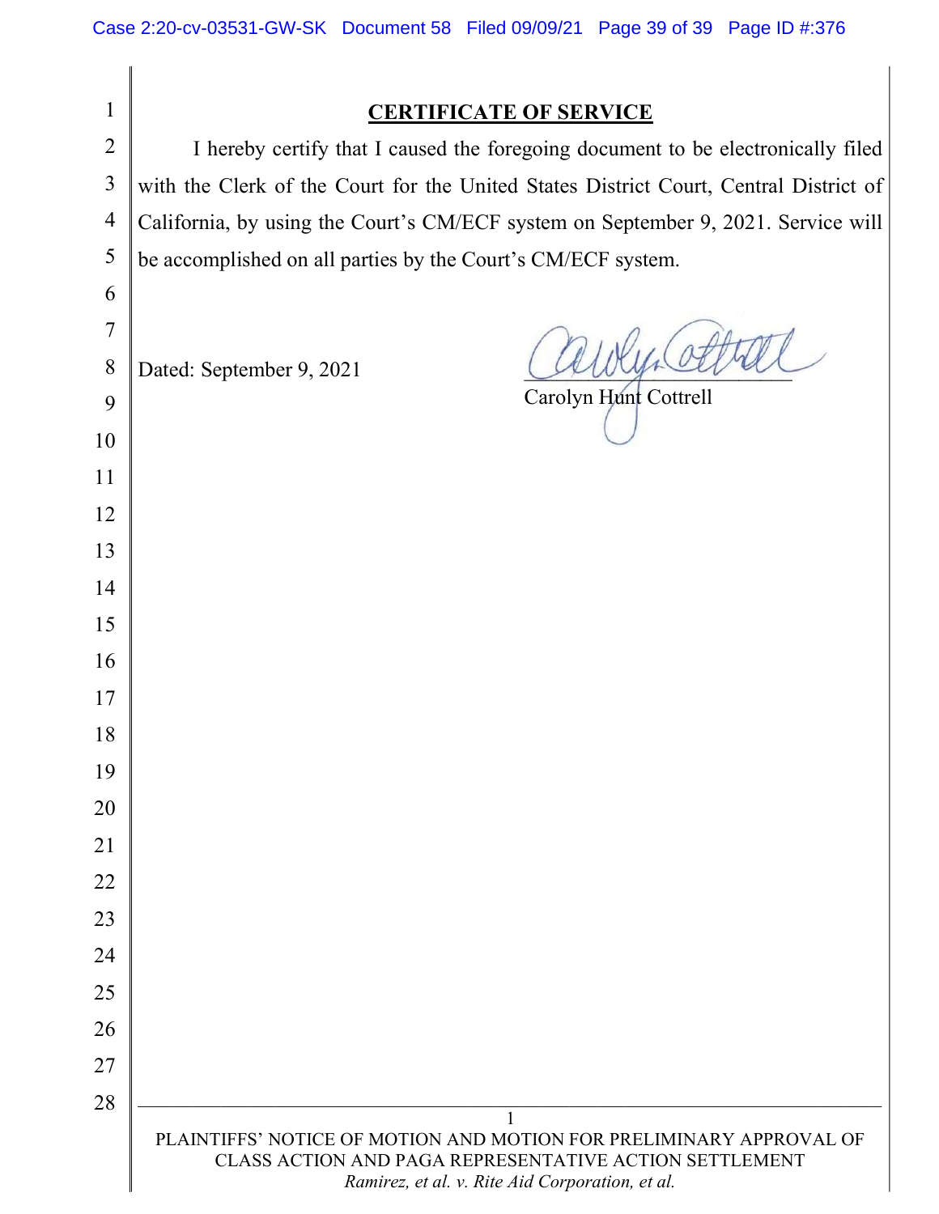## CERTIFICATE OF SERVICE

I hereby certify that I caused the foregoing document to be electronically filed with the Clerk of the Court for the United States District Court, Central District of California, by using the Court's CM/ECF system on September 9, 2021. Service will be accomplished on all parties by the Court's CM/ECF system.

Dated: September 9, 2021

Carolyn Hunt Cottrell

PLAINTIFFS' NOTICE OF MOTION AND MOTION FOR PRELIMINARY APPROVAL OF CLASS ACTION AND PAGA REPRESENTATIVE ACTION SETTLEMENT
*Ramirez, et al. v. Rite Aid Corporation, et al.*